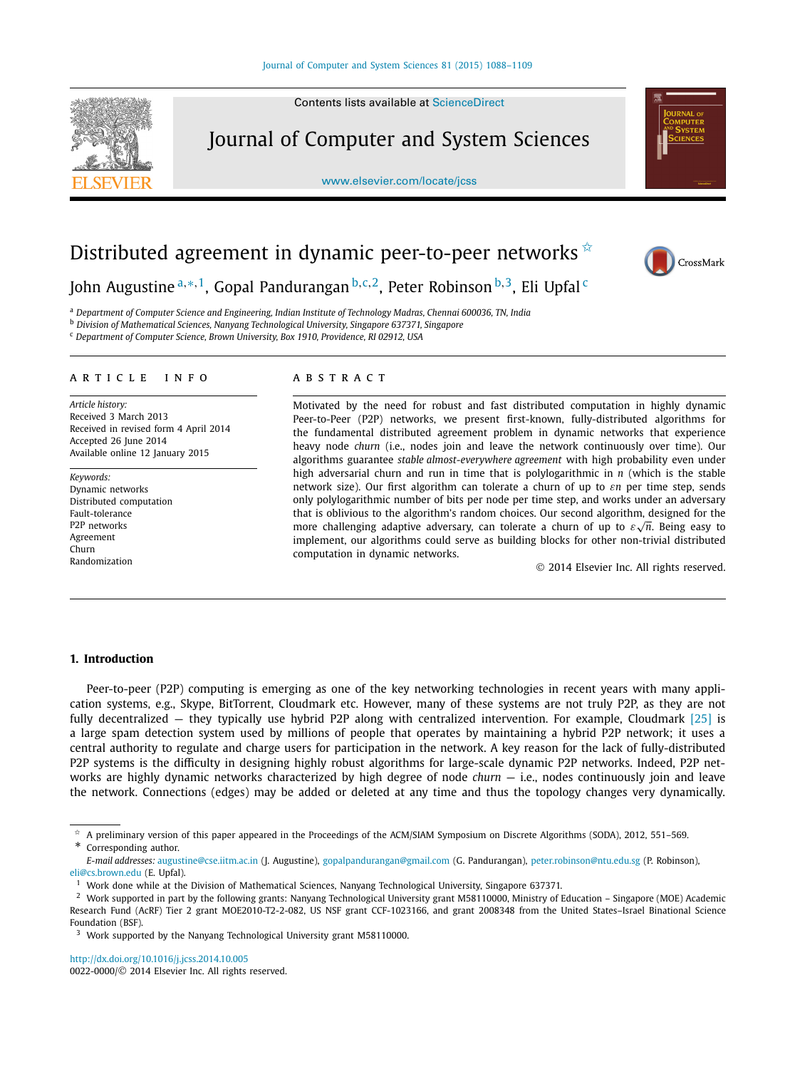# Distributed agreement in dynamic peer-to-peer networks ☆

John Augustine [a,*,1], Gopal Pandurangan [b,c,2], Peter Robinson [b,3], Eli Upfal [c]

[a] Department of Computer Science and Engineering, Indian Institute of Technology Madras, Chennai 600036, TN, India

[b] Division of Mathematical Sciences, Nanyang Technological University, Singapore 637371, Singapore

[c] Department of Computer Science, Brown University, Box 1910, Providence, RI 02912, USA

## ARTICLE INFO

*Article history:*
Received 3 March 2013
Received in revised form 4 April 2014
Accepted 26 June 2014
Available online 12 January 2015

*Keywords:*
Dynamic networks
Distributed computation
Fault-tolerance
P2P networks
Agreement
Churn
Randomization

## ABSTRACT

Motivated by the need for robust and fast distributed computation in highly dynamic Peer-to-Peer (P2P) networks, we present first-known, fully-distributed algorithms for the fundamental distributed agreement problem in dynamic networks that experience heavy node *churn* (i.e., nodes join and leave the network continuously over time). Our algorithms guarantee *stable almost-everywhere agreement* with high probability even under high adversarial churn and run in time that is polylogarithmic in $n$ (which is the stable network size). Our first algorithm can tolerate a churn of up to $\varepsilon n$ per time step, sends only polylogarithmic number of bits per node per time step, and works under an adversary that is oblivious to the algorithm's random choices. Our second algorithm, designed for the more challenging adaptive adversary, can tolerate a churn of up to $\varepsilon\sqrt{n}$. Being easy to implement, our algorithms could serve as building blocks for other non-trivial distributed computation in dynamic networks.

© 2014 Elsevier Inc. All rights reserved.

## 1. Introduction

Peer-to-peer (P2P) computing is emerging as one of the key networking technologies in recent years with many application systems, e.g., Skype, BitTorrent, Cloudmark etc. However, many of these systems are not truly P2P, as they are not fully decentralized — they typically use hybrid P2P along with centralized intervention. For example, Cloudmark [25] is a large spam detection system used by millions of people that operates by maintaining a hybrid P2P network; it uses a central authority to regulate and charge users for participation in the network. A key reason for the lack of fully-distributed P2P systems is the difficulty in designing highly robust algorithms for large-scale dynamic P2P networks. Indeed, P2P networks are highly dynamic networks characterized by high degree of node *churn* — i.e., nodes continuously join and leave the network. Connections (edges) may be added or deleted at any time and thus the topology changes very dynamically.

---

☆ A preliminary version of this paper appeared in the Proceedings of the ACM/SIAM Symposium on Discrete Algorithms (SODA), 2012, 551–569.

\* Corresponding author.

*E-mail addresses:* augustine@cse.iitm.ac.in (J. Augustine), gopalpandurangan@gmail.com (G. Pandurangan), peter.robinson@ntu.edu.sg (P. Robinson), eli@cs.brown.edu (E. Upfal).

1 Work done while at the Division of Mathematical Sciences, Nanyang Technological University, Singapore 637371.

2 Work supported in part by the following grants: Nanyang Technological University grant M58110000, Ministry of Education – Singapore (MOE) Academic Research Fund (AcRF) Tier 2 grant MOE2010-T2-2-082, US NSF grant CCF-1023166, and grant 2008348 from the United States–Israel Binational Science Foundation (BSF).

3 Work supported by the Nanyang Technological University grant M58110000.

http://dx.doi.org/10.1016/j.jcss.2014.10.005
0022-0000/© 2014 Elsevier Inc. All rights reserved.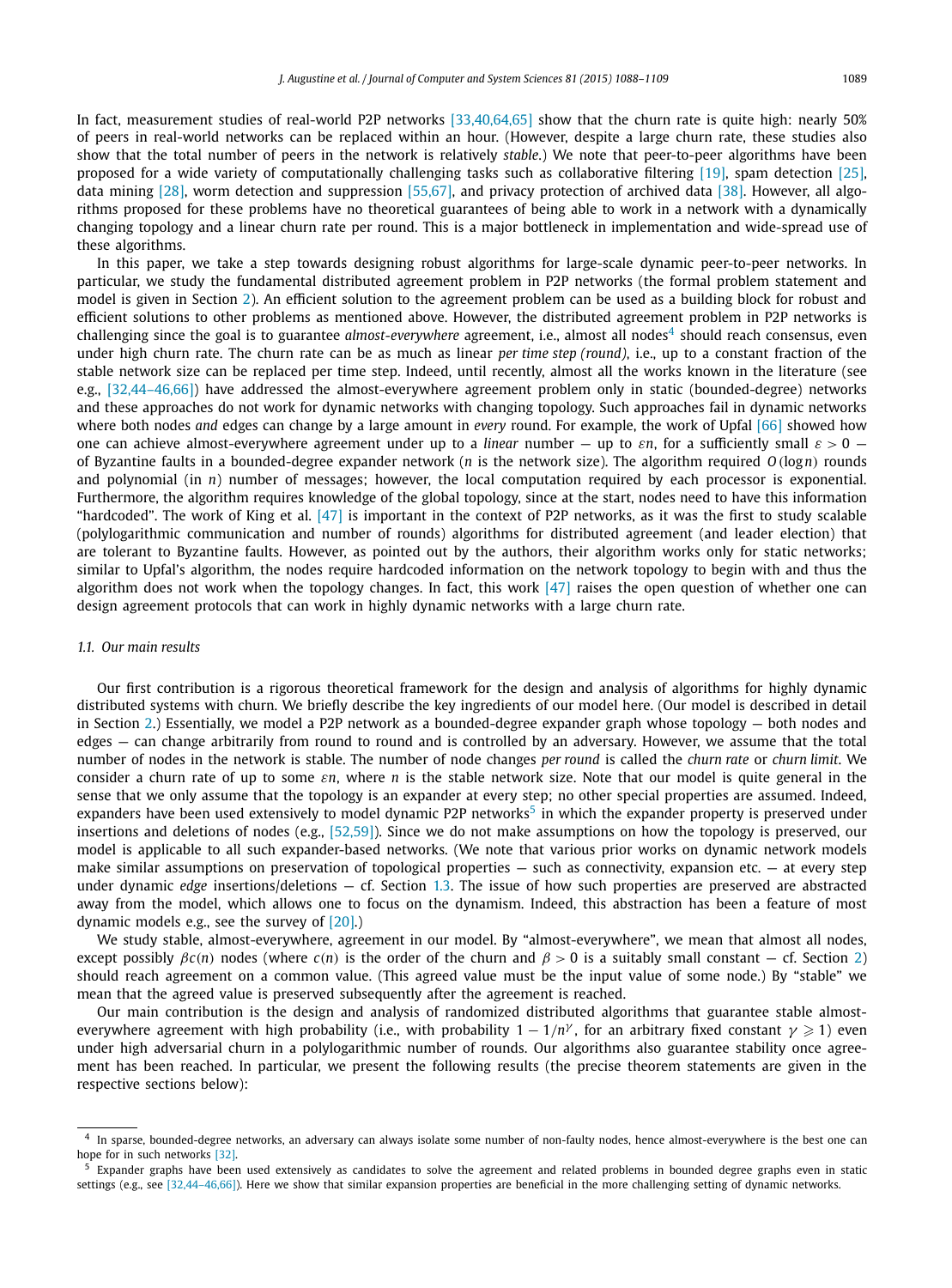In fact, measurement studies of real-world P2P networks [33,40,64,65] show that the churn rate is quite high: nearly 50% of peers in real-world networks can be replaced within an hour. (However, despite a large churn rate, these studies also show that the total number of peers in the network is relatively *stable*.) We note that peer-to-peer algorithms have been proposed for a wide variety of computationally challenging tasks such as collaborative filtering [19], spam detection [25], data mining [28], worm detection and suppression [55,67], and privacy protection of archived data [38]. However, all algorithms proposed for these problems have no theoretical guarantees of being able to work in a network with a dynamically changing topology and a linear churn rate per round. This is a major bottleneck in implementation and wide-spread use of these algorithms.

In this paper, we take a step towards designing robust algorithms for large-scale dynamic peer-to-peer networks. In particular, we study the fundamental distributed agreement problem in P2P networks (the formal problem statement and model is given in Section 2). An efficient solution to the agreement problem can be used as a building block for robust and efficient solutions to other problems as mentioned above. However, the distributed agreement problem in P2P networks is challenging since the goal is to guarantee *almost-everywhere* agreement, i.e., almost all nodes[4] should reach consensus, even under high churn rate. The churn rate can be as much as linear *per time step (round)*, i.e., up to a constant fraction of the stable network size can be replaced per time step. Indeed, until recently, almost all the works known in the literature (see e.g., [32,44–46,66]) have addressed the almost-everywhere agreement problem only in static (bounded-degree) networks and these approaches do not work for dynamic networks with changing topology. Such approaches fail in dynamic networks where both nodes *and* edges can change by a large amount in *every* round. For example, the work of Upfal [66] showed how one can achieve almost-everywhere agreement under up to a *linear* number — up to $\varepsilon n$, for a sufficiently small $\varepsilon > 0$ — of Byzantine faults in a bounded-degree expander network ($n$ is the network size). The algorithm required $O(\log n)$ rounds and polynomial (in $n$) number of messages; however, the local computation required by each processor is exponential. Furthermore, the algorithm requires knowledge of the global topology, since at the start, nodes need to have this information "hardcoded". The work of King et al. [47] is important in the context of P2P networks, as it was the first to study scalable (polylogarithmic communication and number of rounds) algorithms for distributed agreement (and leader election) that are tolerant to Byzantine faults. However, as pointed out by the authors, their algorithm works only for static networks; similar to Upfal's algorithm, the nodes require hardcoded information on the network topology to begin with and thus the algorithm does not work when the topology changes. In fact, this work [47] raises the open question of whether one can design agreement protocols that can work in highly dynamic networks with a large churn rate.

### 1.1. Our main results

Our first contribution is a rigorous theoretical framework for the design and analysis of algorithms for highly dynamic distributed systems with churn. We briefly describe the key ingredients of our model here. (Our model is described in detail in Section 2.) Essentially, we model a P2P network as a bounded-degree expander graph whose topology — both nodes and edges — can change arbitrarily from round to round and is controlled by an adversary. However, we assume that the total number of nodes in the network is stable. The number of node changes *per round* is called the *churn rate* or *churn limit*. We consider a churn rate of up to some $\varepsilon n$, where $n$ is the stable network size. Note that our model is quite general in the sense that we only assume that the topology is an expander at every step; no other special properties are assumed. Indeed, expanders have been used extensively to model dynamic P2P networks[5] in which the expander property is preserved under insertions and deletions of nodes (e.g., [52,59]). Since we do not make assumptions on how the topology is preserved, our model is applicable to all such expander-based networks. (We note that various prior works on dynamic network models make similar assumptions on preservation of topological properties — such as connectivity, expansion etc. — at every step under dynamic *edge* insertions/deletions — cf. Section 1.3. The issue of how such properties are preserved are abstracted away from the model, which allows one to focus on the dynamism. Indeed, this abstraction has been a feature of most dynamic models e.g., see the survey of [20].)

We study stable, almost-everywhere, agreement in our model. By "almost-everywhere", we mean that almost all nodes, except possibly $\beta c(n)$ nodes (where $c(n)$ is the order of the churn and $\beta > 0$ is a suitably small constant — cf. Section 2) should reach agreement on a common value. (This agreed value must be the input value of some node.) By "stable" we mean that the agreed value is preserved subsequently after the agreement is reached.

Our main contribution is the design and analysis of randomized distributed algorithms that guarantee stable almost-everywhere agreement with high probability (i.e., with probability $1 - 1/n^{\gamma}$, for an arbitrary fixed constant $\gamma \geqslant 1$) even under high adversarial churn in a polylogarithmic number of rounds. Our algorithms also guarantee stability once agreement has been reached. In particular, we present the following results (the precise theorem statements are given in the respective sections below):

[4] In sparse, bounded-degree networks, an adversary can always isolate some number of non-faulty nodes, hence almost-everywhere is the best one can hope for in such networks [32].

[5] Expander graphs have been used extensively as candidates to solve the agreement and related problems in bounded degree graphs even in static settings (e.g., see [32,44–46,66]). Here we show that similar expansion properties are beneficial in the more challenging setting of dynamic networks.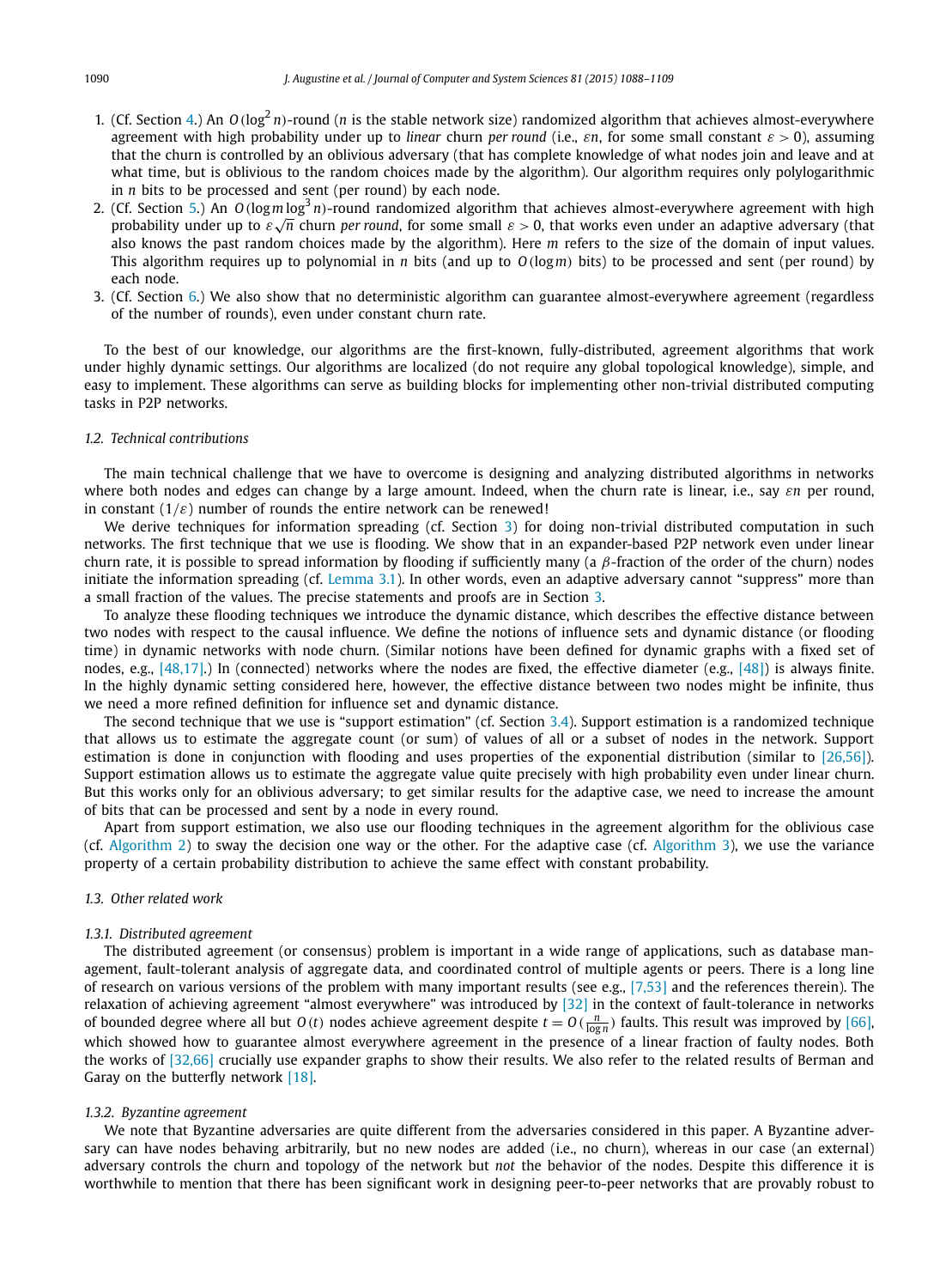1. (Cf. Section 4.) An $O(\log^2 n)$-round ($n$ is the stable network size) randomized algorithm that achieves almost-everywhere agreement with high probability under up to *linear* churn *per round* (i.e., $\varepsilon n$, for some small constant $\varepsilon > 0$), assuming that the churn is controlled by an oblivious adversary (that has complete knowledge of what nodes join and leave and at what time, but is oblivious to the random choices made by the algorithm). Our algorithm requires only polylogarithmic in $n$ bits to be processed and sent (per round) by each node.
2. (Cf. Section 5.) An $O(\log m \log^3 n)$-round randomized algorithm that achieves almost-everywhere agreement with high probability under up to $\varepsilon\sqrt{n}$ churn *per round*, for some small $\varepsilon > 0$, that works even under an adaptive adversary (that also knows the past random choices made by the algorithm). Here $m$ refers to the size of the domain of input values. This algorithm requires up to polynomial in $n$ bits (and up to $O(\log m)$ bits) to be processed and sent (per round) by each node.
3. (Cf. Section 6.) We also show that no deterministic algorithm can guarantee almost-everywhere agreement (regardless of the number of rounds), even under constant churn rate.

To the best of our knowledge, our algorithms are the first-known, fully-distributed, agreement algorithms that work under highly dynamic settings. Our algorithms are localized (do not require any global topological knowledge), simple, and easy to implement. These algorithms can serve as building blocks for implementing other non-trivial distributed computing tasks in P2P networks.

### 1.2. Technical contributions

The main technical challenge that we have to overcome is designing and analyzing distributed algorithms in networks where both nodes and edges can change by a large amount. Indeed, when the churn rate is linear, i.e., say $\varepsilon n$ per round, in constant $(1/\varepsilon)$ number of rounds the entire network can be renewed!

We derive techniques for information spreading (cf. Section 3) for doing non-trivial distributed computation in such networks. The first technique that we use is flooding. We show that in an expander-based P2P network even under linear churn rate, it is possible to spread information by flooding if sufficiently many (a $\beta$-fraction of the order of the churn) nodes initiate the information spreading (cf. Lemma 3.1). In other words, even an adaptive adversary cannot "suppress" more than a small fraction of the values. The precise statements and proofs are in Section 3.

To analyze these flooding techniques we introduce the dynamic distance, which describes the effective distance between two nodes with respect to the causal influence. We define the notions of influence sets and dynamic distance (or flooding time) in dynamic networks with node churn. (Similar notions have been defined for dynamic graphs with a fixed set of nodes, e.g., [48,17].) In (connected) networks where the nodes are fixed, the effective diameter (e.g., [48]) is always finite. In the highly dynamic setting considered here, however, the effective distance between two nodes might be infinite, thus we need a more refined definition for influence set and dynamic distance.

The second technique that we use is "support estimation" (cf. Section 3.4). Support estimation is a randomized technique that allows us to estimate the aggregate count (or sum) of values of all or a subset of nodes in the network. Support estimation is done in conjunction with flooding and uses properties of the exponential distribution (similar to [26,56]). Support estimation allows us to estimate the aggregate value quite precisely with high probability even under linear churn. But this works only for an oblivious adversary; to get similar results for the adaptive case, we need to increase the amount of bits that can be processed and sent by a node in every round.

Apart from support estimation, we also use our flooding techniques in the agreement algorithm for the oblivious case (cf. Algorithm 2) to sway the decision one way or the other. For the adaptive case (cf. Algorithm 3), we use the variance property of a certain probability distribution to achieve the same effect with constant probability.

### 1.3. Other related work

#### 1.3.1. Distributed agreement

The distributed agreement (or consensus) problem is important in a wide range of applications, such as database management, fault-tolerant analysis of aggregate data, and coordinated control of multiple agents or peers. There is a long line of research on various versions of the problem with many important results (see e.g., [7,53] and the references therein). The relaxation of achieving agreement "almost everywhere" was introduced by [32] in the context of fault-tolerance in networks of bounded degree where all but $O(t)$ nodes achieve agreement despite $t = O(\frac{n}{\log n})$ faults. This result was improved by [66], which showed how to guarantee almost everywhere agreement in the presence of a linear fraction of faulty nodes. Both the works of [32,66] crucially use expander graphs to show their results. We also refer to the related results of Berman and Garay on the butterfly network [18].

#### 1.3.2. Byzantine agreement

We note that Byzantine adversaries are quite different from the adversaries considered in this paper. A Byzantine adversary can have nodes behaving arbitrarily, but no new nodes are added (i.e., no churn), whereas in our case (an external) adversary controls the churn and topology of the network but *not* the behavior of the nodes. Despite this difference it is worthwhile to mention that there has been significant work in designing peer-to-peer networks that are provably robust to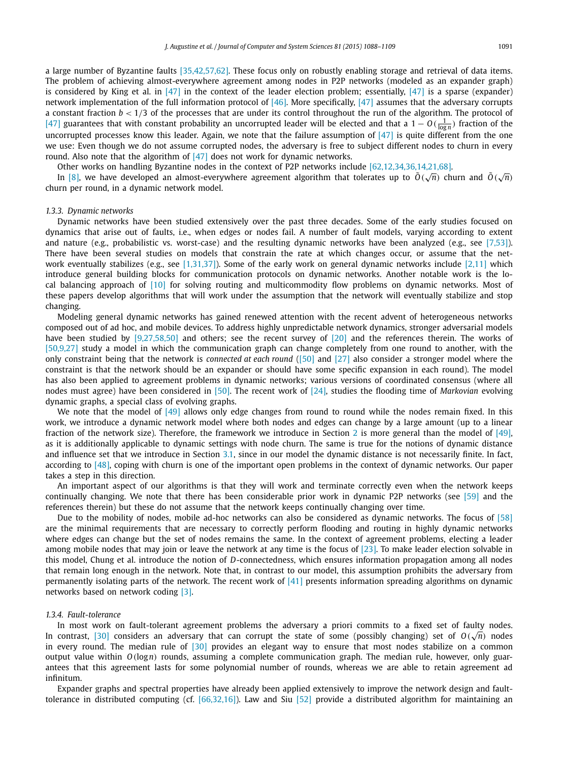a large number of Byzantine faults [35,42,57,62]. These focus only on robustly enabling storage and retrieval of data items. The problem of achieving almost-everywhere agreement among nodes in P2P networks (modeled as an expander graph) is considered by King et al. in [47] in the context of the leader election problem; essentially, [47] is a sparse (expander) network implementation of the full information protocol of [46]. More specifically, [47] assumes that the adversary corrupts a constant fraction $b < 1/3$ of the processes that are under its control throughout the run of the algorithm. The protocol of [47] guarantees that with constant probability an uncorrupted leader will be elected and that a $1 - O(\frac{1}{\log n})$ fraction of the uncorrupted processes know this leader. Again, we note that the failure assumption of [47] is quite different from the one we use: Even though we do not assume corrupted nodes, the adversary is free to subject different nodes to churn in every round. Also note that the algorithm of [47] does not work for dynamic networks.

Other works on handling Byzantine nodes in the context of P2P networks include [62,12,34,36,14,21,68].

In [8], we have developed an almost-everywhere agreement algorithm that tolerates up to $\tilde{O}(\sqrt{n})$ churn and $\tilde{O}(\sqrt{n})$ churn per round, in a dynamic network model.

#### 1.3.3. Dynamic networks

Dynamic networks have been studied extensively over the past three decades. Some of the early studies focused on dynamics that arise out of faults, i.e., when edges or nodes fail. A number of fault models, varying according to extent and nature (e.g., probabilistic vs. worst-case) and the resulting dynamic networks have been analyzed (e.g., see [7,53]). There have been several studies on models that constrain the rate at which changes occur, or assume that the network eventually stabilizes (e.g., see [1,31,37]). Some of the early work on general dynamic networks include [2,11] which introduce general building blocks for communication protocols on dynamic networks. Another notable work is the local balancing approach of [10] for solving routing and multicommodity flow problems on dynamic networks. Most of these papers develop algorithms that will work under the assumption that the network will eventually stabilize and stop changing.

Modeling general dynamic networks has gained renewed attention with the recent advent of heterogeneous networks composed out of ad hoc, and mobile devices. To address highly unpredictable network dynamics, stronger adversarial models have been studied by [9,27,58,50] and others; see the recent survey of [20] and the references therein. The works of [50,9,27] study a model in which the communication graph can change completely from one round to another, with the only constraint being that the network is *connected at each round* ([50] and [27] also consider a stronger model where the constraint is that the network should be an expander or should have some specific expansion in each round). The model has also been applied to agreement problems in dynamic networks; various versions of coordinated consensus (where all nodes must agree) have been considered in [50]. The recent work of [24], studies the flooding time of *Markovian* evolving dynamic graphs, a special class of evolving graphs.

We note that the model of [49] allows only edge changes from round to round while the nodes remain fixed. In this work, we introduce a dynamic network model where both nodes and edges can change by a large amount (up to a linear fraction of the network size). Therefore, the framework we introduce in Section 2 is more general than the model of [49], as it is additionally applicable to dynamic settings with node churn. The same is true for the notions of dynamic distance and influence set that we introduce in Section 3.1, since in our model the dynamic distance is not necessarily finite. In fact, according to [48], coping with churn is one of the important open problems in the context of dynamic networks. Our paper takes a step in this direction.

An important aspect of our algorithms is that they will work and terminate correctly even when the network keeps continually changing. We note that there has been considerable prior work in dynamic P2P networks (see [59] and the references therein) but these do not assume that the network keeps continually changing over time.

Due to the mobility of nodes, mobile ad-hoc networks can also be considered as dynamic networks. The focus of [58] are the minimal requirements that are necessary to correctly perform flooding and routing in highly dynamic networks where edges can change but the set of nodes remains the same. In the context of agreement problems, electing a leader among mobile nodes that may join or leave the network at any time is the focus of [23]. To make leader election solvable in this model, Chung et al. introduce the notion of $D$-connectedness, which ensures information propagation among all nodes that remain long enough in the network. Note that, in contrast to our model, this assumption prohibits the adversary from permanently isolating parts of the network. The recent work of [41] presents information spreading algorithms on dynamic networks based on network coding [3].

#### 1.3.4. Fault-tolerance

In most work on fault-tolerant agreement problems the adversary a priori commits to a fixed set of faulty nodes. In contrast, [30] considers an adversary that can corrupt the state of some (possibly changing) set of $O(\sqrt{n})$ nodes in every round. The median rule of [30] provides an elegant way to ensure that most nodes stabilize on a common output value within $O(\log n)$ rounds, assuming a complete communication graph. The median rule, however, only guarantees that this agreement lasts for some polynomial number of rounds, whereas we are able to retain agreement ad infinitum.

Expander graphs and spectral properties have already been applied extensively to improve the network design and fault-tolerance in distributed computing (cf. [66,32,16]). Law and Siu [52] provide a distributed algorithm for maintaining an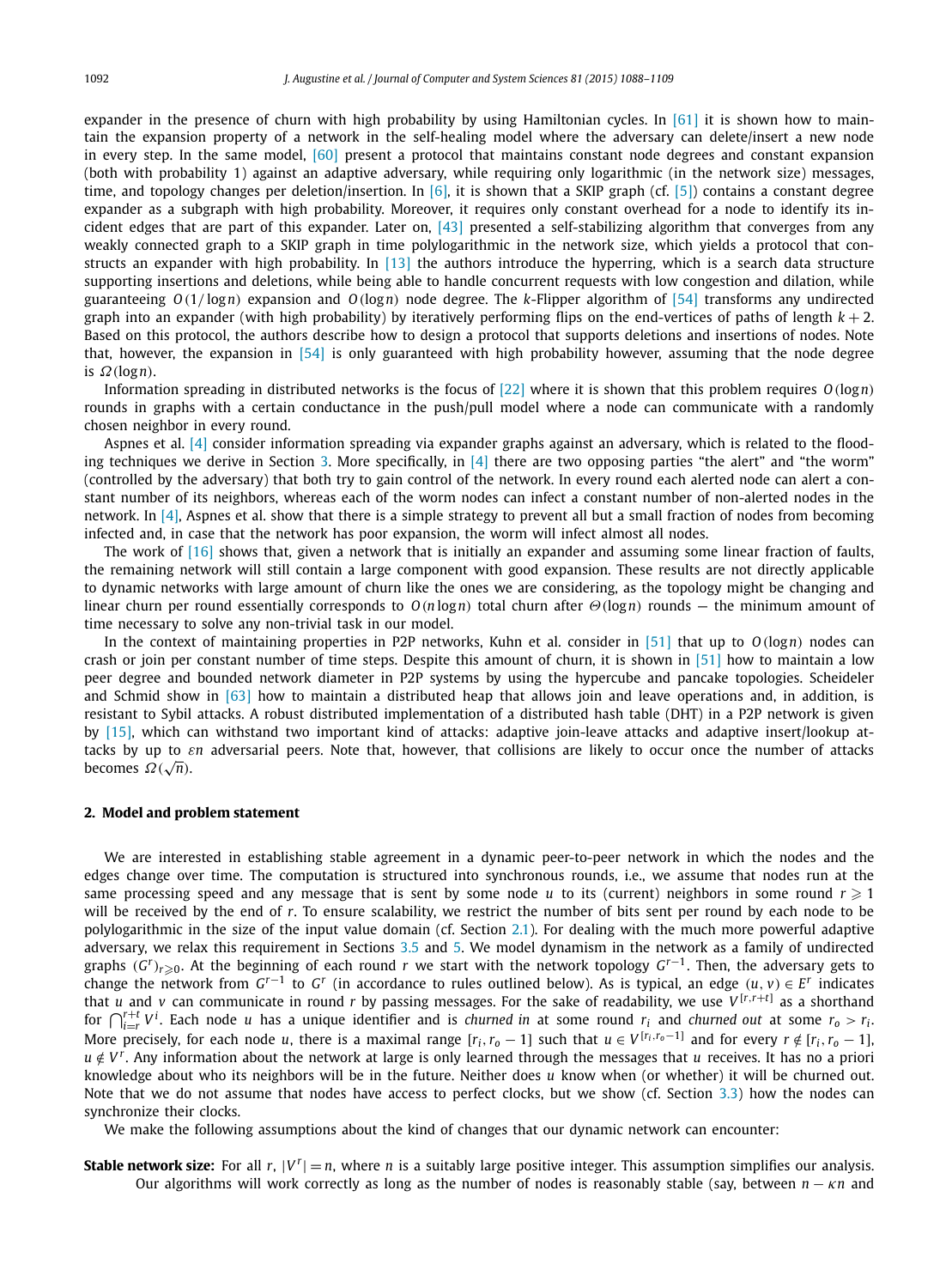expander in the presence of churn with high probability by using Hamiltonian cycles. In [61] it is shown how to maintain the expansion property of a network in the self-healing model where the adversary can delete/insert a new node in every step. In the same model, [60] present a protocol that maintains constant node degrees and constant expansion (both with probability 1) against an adaptive adversary, while requiring only logarithmic (in the network size) messages, time, and topology changes per deletion/insertion. In [6], it is shown that a SKIP graph (cf. [5]) contains a constant degree expander as a subgraph with high probability. Moreover, it requires only constant overhead for a node to identify its incident edges that are part of this expander. Later on, [43] presented a self-stabilizing algorithm that converges from any weakly connected graph to a SKIP graph in time polylogarithmic in the network size, which yields a protocol that constructs an expander with high probability. In [13] the authors introduce the hyperring, which is a search data structure supporting insertions and deletions, while being able to handle concurrent requests with low congestion and dilation, while guaranteeing $O(1/\log n)$ expansion and $O(\log n)$ node degree. The $k$-Flipper algorithm of [54] transforms any undirected graph into an expander (with high probability) by iteratively performing flips on the end-vertices of paths of length $k+2$. Based on this protocol, the authors describe how to design a protocol that supports deletions and insertions of nodes. Note that, however, the expansion in [54] is only guaranteed with high probability however, assuming that the node degree is $\Omega(\log n)$.

Information spreading in distributed networks is the focus of [22] where it is shown that this problem requires $O(\log n)$ rounds in graphs with a certain conductance in the push/pull model where a node can communicate with a randomly chosen neighbor in every round.

Aspnes et al. [4] consider information spreading via expander graphs against an adversary, which is related to the flooding techniques we derive in Section 3. More specifically, in [4] there are two opposing parties "the alert" and "the worm" (controlled by the adversary) that both try to gain control of the network. In every round each alerted node can alert a constant number of its neighbors, whereas each of the worm nodes can infect a constant number of non-alerted nodes in the network. In [4], Aspnes et al. show that there is a simple strategy to prevent all but a small fraction of nodes from becoming infected and, in case that the network has poor expansion, the worm will infect almost all nodes.

The work of [16] shows that, given a network that is initially an expander and assuming some linear fraction of faults, the remaining network will still contain a large component with good expansion. These results are not directly applicable to dynamic networks with large amount of churn like the ones we are considering, as the topology might be changing and linear churn per round essentially corresponds to $O(n \log n)$ total churn after $\Theta(\log n)$ rounds — the minimum amount of time necessary to solve any non-trivial task in our model.

In the context of maintaining properties in P2P networks, Kuhn et al. consider in [51] that up to $O(\log n)$ nodes can crash or join per constant number of time steps. Despite this amount of churn, it is shown in [51] how to maintain a low peer degree and bounded network diameter in P2P systems by using the hypercube and pancake topologies. Scheideler and Schmid show in [63] how to maintain a distributed heap that allows join and leave operations and, in addition, is resistant to Sybil attacks. A robust distributed implementation of a distributed hash table (DHT) in a P2P network is given by [15], which can withstand two important kind of attacks: adaptive join-leave attacks and adaptive insert/lookup attacks by up to $\varepsilon n$ adversarial peers. Note that, however, that collisions are likely to occur once the number of attacks becomes $\Omega(\sqrt{n})$.

## 2. Model and problem statement

We are interested in establishing stable agreement in a dynamic peer-to-peer network in which the nodes and the edges change over time. The computation is structured into synchronous rounds, i.e., we assume that nodes run at the same processing speed and any message that is sent by some node $u$ to its (current) neighbors in some round $r \geqslant 1$ will be received by the end of $r$. To ensure scalability, we restrict the number of bits sent per round by each node to be polylogarithmic in the size of the input value domain (cf. Section 2.1). For dealing with the much more powerful adaptive adversary, we relax this requirement in Sections 3.5 and 5. We model dynamism in the network as a family of undirected graphs $(G^r)_{r \geqslant 0}$. At the beginning of each round $r$ we start with the network topology $G^{r-1}$. Then, the adversary gets to change the network from $G^{r-1}$ to $G^r$ (in accordance to rules outlined below). As is typical, an edge $(u,v) \in E^r$ indicates that $u$ and $v$ can communicate in round $r$ by passing messages. For the sake of readability, we use $V^{[r,r+t]}$ as a shorthand for $\bigcap_{i=r}^{r+t} V^i$. Each node $u$ has a unique identifier and is *churned in* at some round $r_i$ and *churned out* at some $r_o > r_i$. More precisely, for each node $u$, there is a maximal range $[r_i, r_o - 1]$ such that $u \in V^{[r_i, r_o - 1]}$ and for every $r \notin [r_i, r_o - 1]$, $u \notin V^r$. Any information about the network at large is only learned through the messages that $u$ receives. It has no a priori knowledge about who its neighbors will be in the future. Neither does $u$ know when (or whether) it will be churned out. Note that we do not assume that nodes have access to perfect clocks, but we show (cf. Section 3.3) how the nodes can synchronize their clocks.

We make the following assumptions about the kind of changes that our dynamic network can encounter:

**Stable network size:** For all $r$, $|V^r| = n$, where $n$ is a suitably large positive integer. This assumption simplifies our analysis. Our algorithms will work correctly as long as the number of nodes is reasonably stable (say, between $n - \kappa n$ and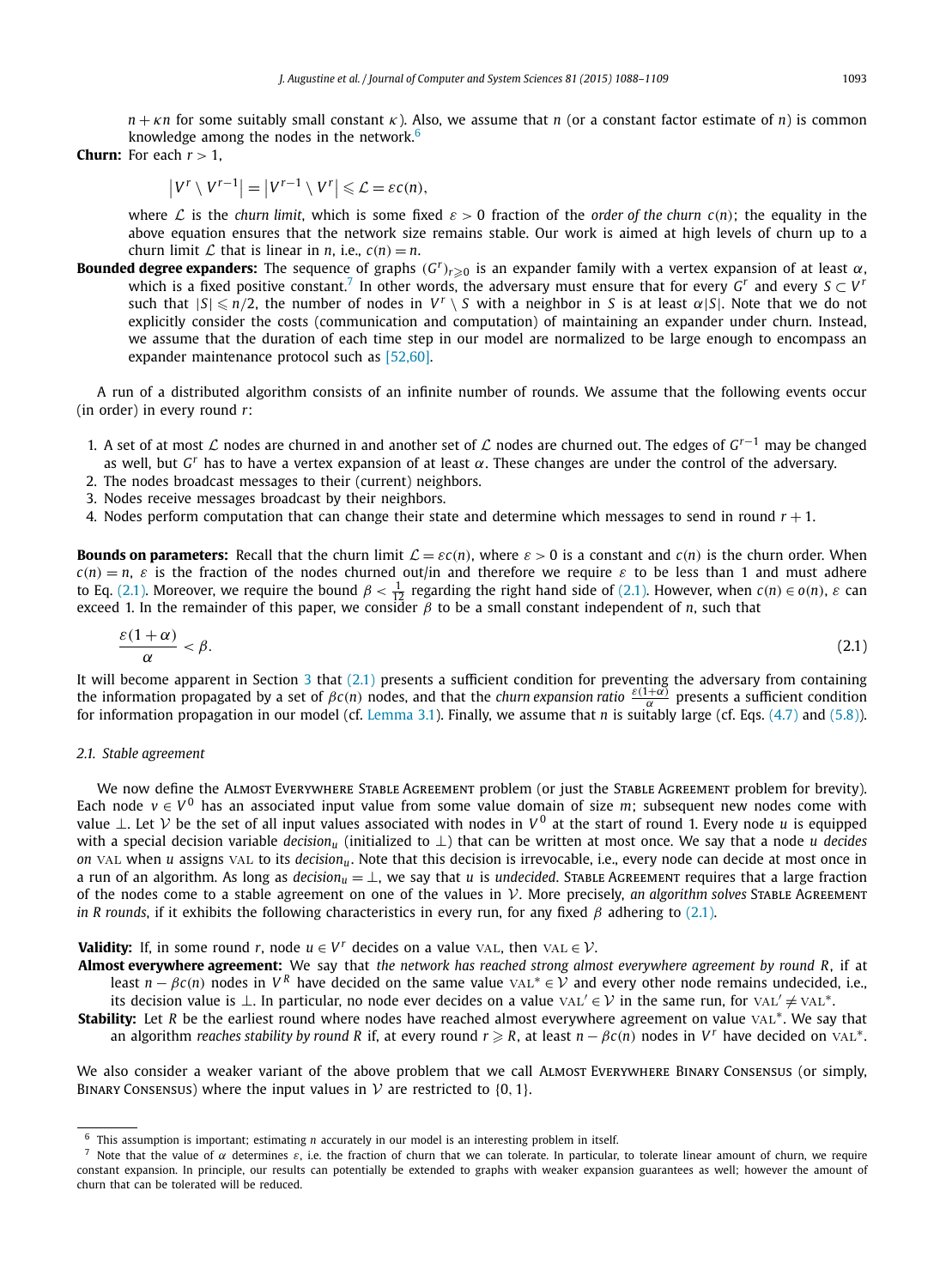$n + \kappa n$ for some suitably small constant $\kappa$). Also, we assume that $n$ (or a constant factor estimate of $n$) is common knowledge among the nodes in the network.[6]

**Churn:** For each $r > 1$,

$$\left|V^r \setminus V^{r-1}\right| = \left|V^{r-1} \setminus V^r\right| \leqslant \mathcal{L} = \varepsilon c(n),$$

where $\mathcal{L}$ is the *churn limit*, which is some fixed $\varepsilon > 0$ fraction of the *order of the churn* $c(n)$; the equality in the above equation ensures that the network size remains stable. Our work is aimed at high levels of churn up to a churn limit $\mathcal{L}$ that is linear in $n$, i.e., $c(n) = n$.

**Bounded degree expanders:** The sequence of graphs $(G^r)_{r \geqslant 0}$ is an expander family with a vertex expansion of at least $\alpha$, which is a fixed positive constant.[7] In other words, the adversary must ensure that for every $G^r$ and every $S \subset V^r$ such that $|S| \leqslant n/2$, the number of nodes in $V^r \setminus S$ with a neighbor in $S$ is at least $\alpha|S|$. Note that we do not explicitly consider the costs (communication and computation) of maintaining an expander under churn. Instead, we assume that the duration of each time step in our model are normalized to be large enough to encompass an expander maintenance protocol such as [52,60].

A run of a distributed algorithm consists of an infinite number of rounds. We assume that the following events occur (in order) in every round $r$:

1. A set of at most $\mathcal{L}$ nodes are churned in and another set of $\mathcal{L}$ nodes are churned out. The edges of $G^{r-1}$ may be changed as well, but $G^r$ has to have a vertex expansion of at least $\alpha$. These changes are under the control of the adversary.
2. The nodes broadcast messages to their (current) neighbors.
3. Nodes receive messages broadcast by their neighbors.
4. Nodes perform computation that can change their state and determine which messages to send in round $r + 1$.

**Bounds on parameters:** Recall that the churn limit $\mathcal{L} = \varepsilon c(n)$, where $\varepsilon > 0$ is a constant and $c(n)$ is the churn order. When $c(n) = n$, $\varepsilon$ is the fraction of the nodes churned out/in and therefore we require $\varepsilon$ to be less than 1 and must adhere to Eq. (2.1). Moreover, we require the bound $\beta < \frac{1}{12}$ regarding the right hand side of (2.1). However, when $c(n) \in o(n)$, $\varepsilon$ can exceed 1. In the remainder of this paper, we consider $\beta$ to be a small constant independent of $n$, such that

$$\frac{\varepsilon(1+\alpha)}{\alpha} < \beta. \tag{2.1}$$

It will become apparent in Section 3 that (2.1) presents a sufficient condition for preventing the adversary from containing the information propagated by a set of $\beta c(n)$ nodes, and that the *churn expansion ratio* $\frac{\varepsilon(1+\alpha)}{\alpha}$ presents a sufficient condition for information propagation in our model (cf. Lemma 3.1). Finally, we assume that $n$ is suitably large (cf. Eqs. (4.7) and (5.8)).

### 2.1. Stable agreement

We now define the Almost Everywhere Stable Agreement problem (or just the Stable Agreement problem for brevity). Each node $v \in V^0$ has an associated input value from some value domain of size $m$; subsequent new nodes come with value $\perp$. Let $\mathcal{V}$ be the set of all input values associated with nodes in $V^0$ at the start of round 1. Every node $u$ is equipped with a special decision variable $decision_u$ (initialized to $\perp$) that can be written at most once. We say that a node $u$ *decides on* VAL when $u$ assigns VAL to its $decision_u$. Note that this decision is irrevocable, i.e., every node can decide at most once in a run of an algorithm. As long as $decision_u = \perp$, we say that $u$ is *undecided*. Stable Agreement requires that a large fraction of the nodes come to a stable agreement on one of the values in $\mathcal{V}$. More precisely, *an algorithm solves* Stable Agreement *in R rounds*, if it exhibits the following characteristics in every run, for any fixed $\beta$ adhering to (2.1).

**Validity:** If, in some round $r$, node $u \in V^r$ decides on a value VAL, then VAL $\in \mathcal{V}$.

**Almost everywhere agreement:** We say that *the network has reached strong almost everywhere agreement by round R*, if at least $n - \beta c(n)$ nodes in $V^R$ have decided on the same value VAL$^* \in \mathcal{V}$ and every other node remains undecided, i.e., its decision value is $\perp$. In particular, no node ever decides on a value VAL$' \in \mathcal{V}$ in the same run, for VAL$' \neq$ VAL$^*$.

**Stability:** Let $R$ be the earliest round where nodes have reached almost everywhere agreement on value VAL$^*$. We say that an algorithm *reaches stability by round R* if, at every round $r \geqslant R$, at least $n - \beta c(n)$ nodes in $V^r$ have decided on VAL$^*$.

We also consider a weaker variant of the above problem that we call Almost Everywhere Binary Consensus (or simply, Binary Consensus) where the input values in $\mathcal{V}$ are restricted to $\{0, 1\}$.

---

[6] This assumption is important; estimating $n$ accurately in our model is an interesting problem in itself.

[7] Note that the value of $\alpha$ determines $\varepsilon$, i.e. the fraction of churn that we can tolerate. In particular, to tolerate linear amount of churn, we require constant expansion. In principle, our results can potentially be extended to graphs with weaker expansion guarantees as well; however the amount of churn that can be tolerated will be reduced.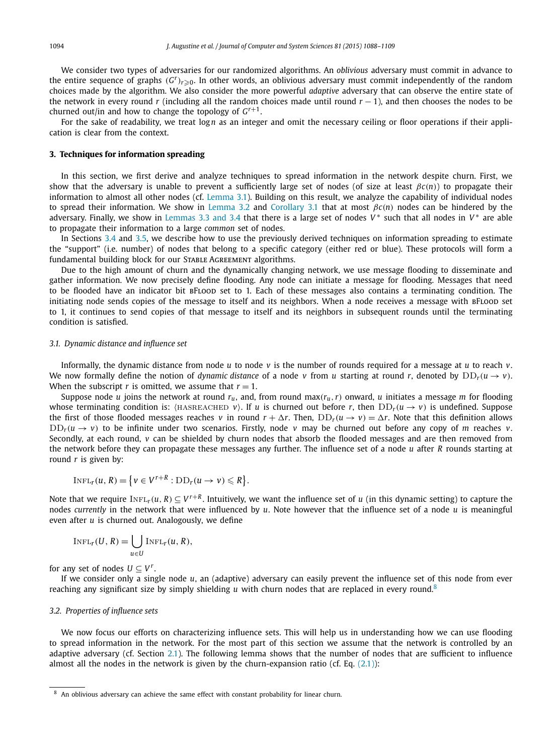We consider two types of adversaries for our randomized algorithms. An *oblivious* adversary must commit in advance to the entire sequence of graphs $(G^r)_{r\geqslant 0}$. In other words, an oblivious adversary must commit independently of the random choices made by the algorithm. We also consider the more powerful *adaptive* adversary that can observe the entire state of the network in every round $r$ (including all the random choices made until round $r-1$), and then chooses the nodes to be churned out/in and how to change the topology of $G^{r+1}$.

For the sake of readability, we treat $\log n$ as an integer and omit the necessary ceiling or floor operations if their application is clear from the context.

## 3. Techniques for information spreading

In this section, we first derive and analyze techniques to spread information in the network despite churn. First, we show that the adversary is unable to prevent a sufficiently large set of nodes (of size at least $\beta c(n)$) to propagate their information to almost all other nodes (cf. Lemma 3.1). Building on this result, we analyze the capability of individual nodes to spread their information. We show in Lemma 3.2 and Corollary 3.1 that at most $\beta c(n)$ nodes can be hindered by the adversary. Finally, we show in Lemmas 3.3 and 3.4 that there is a large set of nodes $V^*$ such that all nodes in $V^*$ are able to propagate their information to a large *common* set of nodes.

In Sections 3.4 and 3.5, we describe how to use the previously derived techniques on information spreading to estimate the "support" (i.e. number) of nodes that belong to a specific category (either red or blue). These protocols will form a fundamental building block for our Stable Agreement algorithms.

Due to the high amount of churn and the dynamically changing network, we use message flooding to disseminate and gather information. We now precisely define flooding. Any node can initiate a message for flooding. Messages that need to be flooded have an indicator bit bFlood set to 1. Each of these messages also contains a terminating condition. The initiating node sends copies of the message to itself and its neighbors. When a node receives a message with bFlood set to 1, it continues to send copies of that message to itself and its neighbors in subsequent rounds until the terminating condition is satisfied.

### 3.1. Dynamic distance and influence set

Informally, the dynamic distance from node $u$ to node $v$ is the number of rounds required for a message at $u$ to reach $v$. We now formally define the notion of *dynamic distance* of a node $v$ from $u$ starting at round $r$, denoted by $\mathrm{DD}_r(u \to v)$. When the subscript $r$ is omitted, we assume that $r = 1$.

Suppose node $u$ joins the network at round $r_u$, and, from round $\max(r_u, r)$ onward, $u$ initiates a message $m$ for flooding whose terminating condition is: $\langle \text{HASREACHED } v\rangle$. If $u$ is churned out before $r$, then $\mathrm{DD}_r(u \to v)$ is undefined. Suppose the first of those flooded messages reaches $v$ in round $r + \Delta r$. Then, $\mathrm{DD}_r(u \to v) = \Delta r$. Note that this definition allows $\mathrm{DD}_r(u \to v)$ to be infinite under two scenarios. Firstly, node $v$ may be churned out before any copy of $m$ reaches $v$. Secondly, at each round, $v$ can be shielded by churn nodes that absorb the flooded messages and are then removed from the network before they can propagate these messages any further. The influence set of a node $u$ after $R$ rounds starting at round $r$ is given by:

$$\mathrm{INFL}_r(u, R) = \left\{ v \in V^{r+R} : \mathrm{DD}_r(u \to v) \leqslant R \right\}.$$

Note that we require $\mathrm{INFL}_r(u, R) \subseteq V^{r+R}$. Intuitively, we want the influence set of $u$ (in this dynamic setting) to capture the nodes *currently* in the network that were influenced by $u$. Note however that the influence set of a node $u$ is meaningful even after $u$ is churned out. Analogously, we define

$$\mathrm{INFL}_r(U, R) = \bigcup_{u \in U} \mathrm{INFL}_r(u, R),$$

for any set of nodes $U \subseteq V^r$.

If we consider only a single node $u$, an (adaptive) adversary can easily prevent the influence set of this node from ever reaching any significant size by simply shielding $u$ with churn nodes that are replaced in every round.[8]

### 3.2. Properties of influence sets

We now focus our efforts on characterizing influence sets. This will help us in understanding how we can use flooding to spread information in the network. For the most part of this section we assume that the network is controlled by an adaptive adversary (cf. Section 2.1). The following lemma shows that the number of nodes that are sufficient to influence almost all the nodes in the network is given by the churn-expansion ratio (cf. Eq. (2.1)):

[8] An oblivious adversary can achieve the same effect with constant probability for linear churn.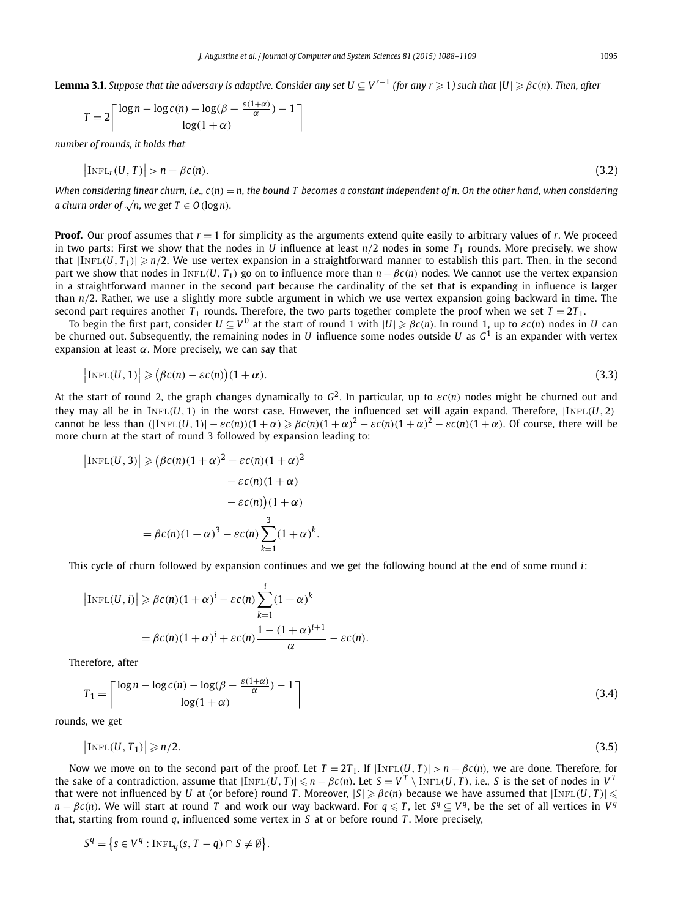**Lemma 3.1.** *Suppose that the adversary is adaptive. Consider any set $U \subseteq V^{r-1}$ (for any $r \geqslant 1$) such that $|U| \geqslant \beta c(n)$. Then, after*

$$T = 2\left\lceil \frac{\log n - \log c(n) - \log(\beta - \frac{\varepsilon(1+\alpha)}{\alpha}) - 1}{\log(1+\alpha)} \right\rceil$$

*number of rounds, it holds that*

$$\left|\text{INFL}_r(U, T)\right| > n - \beta c(n). \tag{3.2}$$

*When considering linear churn, i.e., $c(n) = n$, the bound $T$ becomes a constant independent of $n$. On the other hand, when considering a churn order of $\sqrt{n}$, we get $T \in O(\log n)$.*

**Proof.** Our proof assumes that $r = 1$ for simplicity as the arguments extend quite easily to arbitrary values of $r$. We proceed in two parts: First we show that the nodes in $U$ influence at least $n/2$ nodes in some $T_1$ rounds. More precisely, we show that $|\text{INFL}(U, T_1)| \geqslant n/2$. We use vertex expansion in a straightforward manner to establish this part. Then, in the second part we show that nodes in $\text{INFL}(U, T_1)$ go on to influence more than $n - \beta c(n)$ nodes. We cannot use the vertex expansion in a straightforward manner in the second part because the cardinality of the set that is expanding in influence is larger than $n/2$. Rather, we use a slightly more subtle argument in which we use vertex expansion going backward in time. The second part requires another $T_1$ rounds. Therefore, the two parts together complete the proof when we set $T = 2T_1$.

To begin the first part, consider $U \subseteq V^0$ at the start of round 1 with $|U| \geqslant \beta c(n)$. In round 1, up to $\varepsilon c(n)$ nodes in $U$ can be churned out. Subsequently, the remaining nodes in $U$ influence some nodes outside $U$ as $G^1$ is an expander with vertex expansion at least $\alpha$. More precisely, we can say that

$$\left|\text{INFL}(U, 1)\right| \geqslant \left(\beta c(n) - \varepsilon c(n)\right)(1+\alpha). \tag{3.3}$$

At the start of round 2, the graph changes dynamically to $G^2$. In particular, up to $\varepsilon c(n)$ nodes might be churned out and they may all be in $\text{INFL}(U, 1)$ in the worst case. However, the influenced set will again expand. Therefore, $|\text{INFL}(U, 2)|$ cannot be less than $(|\text{INFL}(U, 1)| - \varepsilon c(n))(1+\alpha) \geqslant \beta c(n)(1+\alpha)^2 - \varepsilon c(n)(1+\alpha)^2 - \varepsilon c(n)(1+\alpha)$. Of course, there will be more churn at the start of round 3 followed by expansion leading to:

$$\begin{aligned}
\left|\text{INFL}(U, 3)\right| &\geqslant \big(\beta c(n)(1+\alpha)^2 - \varepsilon c(n)(1+\alpha)^2 \\
&\qquad - \varepsilon c(n)(1+\alpha) \\
&\qquad - \varepsilon c(n)\big)(1+\alpha) \\
&= \beta c(n)(1+\alpha)^3 - \varepsilon c(n)\sum_{k=1}^{3}(1+\alpha)^k.
\end{aligned}$$

This cycle of churn followed by expansion continues and we get the following bound at the end of some round $i$:

$$\begin{aligned}
\left|\text{INFL}(U, i)\right| &\geqslant \beta c(n)(1+\alpha)^i - \varepsilon c(n)\sum_{k=1}^{i}(1+\alpha)^k \\
&= \beta c(n)(1+\alpha)^i + \varepsilon c(n)\frac{1-(1+\alpha)^{i+1}}{\alpha} - \varepsilon c(n).
\end{aligned}$$

Therefore, after

$$T_1 = \left\lceil \frac{\log n - \log c(n) - \log(\beta - \frac{\varepsilon(1+\alpha)}{\alpha}) - 1}{\log(1+\alpha)} \right\rceil \tag{3.4}$$

rounds, we get

$$\left|\text{INFL}(U, T_1)\right| \geqslant n/2. \tag{3.5}$$

Now we move on to the second part of the proof. Let $T = 2T_1$. If $|\text{INFL}(U, T)| > n - \beta c(n)$, we are done. Therefore, for the sake of a contradiction, assume that $|\text{INFL}(U, T)| \leqslant n - \beta c(n)$. Let $S = V^T \setminus \text{INFL}(U, T)$, i.e., $S$ is the set of nodes in $V^T$ that were not influenced by $U$ at (or before) round $T$. Moreover, $|S| \geqslant \beta c(n)$ because we have assumed that $|\text{INFL}(U, T)| \leqslant n - \beta c(n)$. We will start at round $T$ and work our way backward. For $q \leqslant T$, let $S^q \subseteq V^q$, be the set of all vertices in $V^q$ that, starting from round $q$, influenced some vertex in $S$ at or before round $T$. More precisely,

$$S^q = \left\{s \in V^q : \text{INFL}_q(s, T - q) \cap S \neq \emptyset\right\}.$$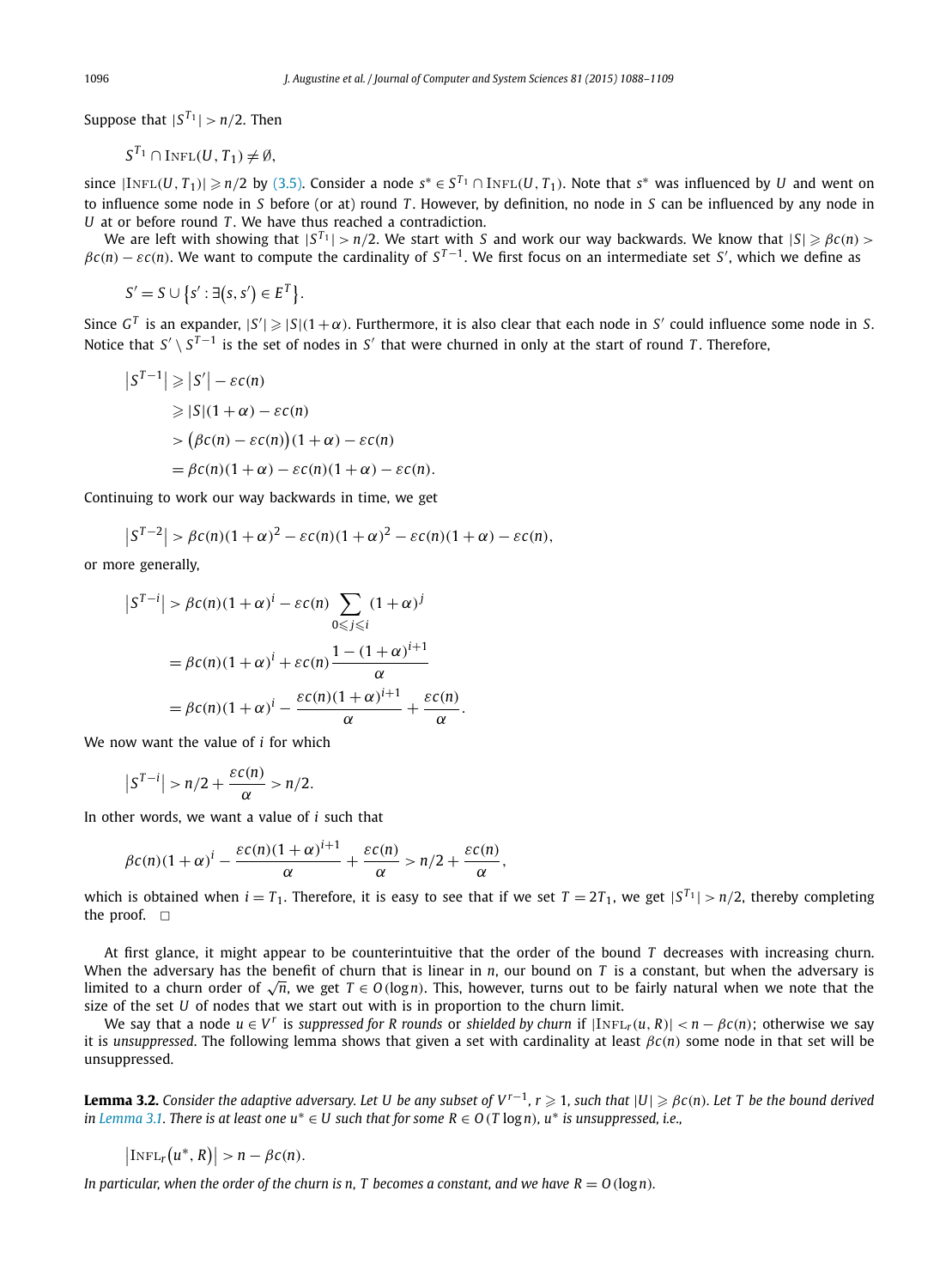Suppose that $|S^{T_1}| > n/2$. Then

$$S^{T_1} \cap \text{INFL}(U, T_1) \neq \emptyset,$$

since $|\text{INFL}(U, T_1)| \geqslant n/2$ by (3.5). Consider a node $s^* \in S^{T_1} \cap \text{INFL}(U, T_1)$. Note that $s^*$ was influenced by $U$ and went on to influence some node in $S$ before (or at) round $T$. However, by definition, no node in $S$ can be influenced by any node in $U$ at or before round $T$. We have thus reached a contradiction.

We are left with showing that $|S^{T_1}| > n/2$. We start with $S$ and work our way backwards. We know that $|S| \geqslant \beta c(n) > \beta c(n) - \varepsilon c(n)$. We want to compute the cardinality of $S^{T-1}$. We first focus on an intermediate set $S'$, which we define as

$$S' = S \cup \{s' : \exists (s, s') \in E^T\}.$$

Since $G^T$ is an expander, $|S'| \geqslant |S|(1+\alpha)$. Furthermore, it is also clear that each node in $S'$ could influence some node in $S$. Notice that $S' \setminus S^{T-1}$ is the set of nodes in $S'$ that were churned in only at the start of round $T$. Therefore,

$$\begin{aligned}
|S^{T-1}| &\geqslant |S'| - \varepsilon c(n) \\
&\geqslant |S|(1+\alpha) - \varepsilon c(n) \\
&> (\beta c(n) - \varepsilon c(n))(1+\alpha) - \varepsilon c(n) \\
&= \beta c(n)(1+\alpha) - \varepsilon c(n)(1+\alpha) - \varepsilon c(n).
\end{aligned}$$

Continuing to work our way backwards in time, we get

$$|S^{T-2}| > \beta c(n)(1+\alpha)^2 - \varepsilon c(n)(1+\alpha)^2 - \varepsilon c(n)(1+\alpha) - \varepsilon c(n),$$

or more generally,

$$\begin{aligned}
|S^{T-i}| &> \beta c(n)(1+\alpha)^i - \varepsilon c(n) \sum_{0 \leqslant j \leqslant i} (1+\alpha)^j \\
&= \beta c(n)(1+\alpha)^i + \varepsilon c(n) \frac{1-(1+\alpha)^{i+1}}{\alpha} \\
&= \beta c(n)(1+\alpha)^i - \frac{\varepsilon c(n)(1+\alpha)^{i+1}}{\alpha} + \frac{\varepsilon c(n)}{\alpha}.
\end{aligned}$$

We now want the value of $i$ for which

$$|S^{T-i}| > n/2 + \frac{\varepsilon c(n)}{\alpha} > n/2.$$

In other words, we want a value of $i$ such that

$$\beta c(n)(1+\alpha)^i - \frac{\varepsilon c(n)(1+\alpha)^{i+1}}{\alpha} + \frac{\varepsilon c(n)}{\alpha} > n/2 + \frac{\varepsilon c(n)}{\alpha},$$

which is obtained when $i = T_1$. Therefore, it is easy to see that if we set $T = 2T_1$, we get $|S^{T_1}| > n/2$, thereby completing the proof. $\square$

At first glance, it might appear to be counterintuitive that the order of the bound $T$ decreases with increasing churn. When the adversary has the benefit of churn that is linear in $n$, our bound on $T$ is a constant, but when the adversary is limited to a churn order of $\sqrt{n}$, we get $T \in O(\log n)$. This, however, turns out to be fairly natural when we note that the size of the set $U$ of nodes that we start out with is in proportion to the churn limit.

We say that a node $u \in V^r$ is *suppressed for $R$ rounds* or *shielded by churn* if $|\text{INFL}_r(u, R)| < n - \beta c(n)$; otherwise we say it is *unsuppressed*. The following lemma shows that given a set with cardinality at least $\beta c(n)$ some node in that set will be unsuppressed.

**Lemma 3.2.** *Consider the adaptive adversary. Let $U$ be any subset of $V^{r-1}$, $r \geqslant 1$, such that $|U| \geqslant \beta c(n)$. Let $T$ be the bound derived in Lemma 3.1. There is at least one $u^* \in U$ such that for some $R \in O(T \log n)$, $u^*$ is unsuppressed, i.e.,*

$$|\text{INFL}_r(u^*, R)| > n - \beta c(n).$$

*In particular, when the order of the churn is $n$, $T$ becomes a constant, and we have $R = O(\log n)$.*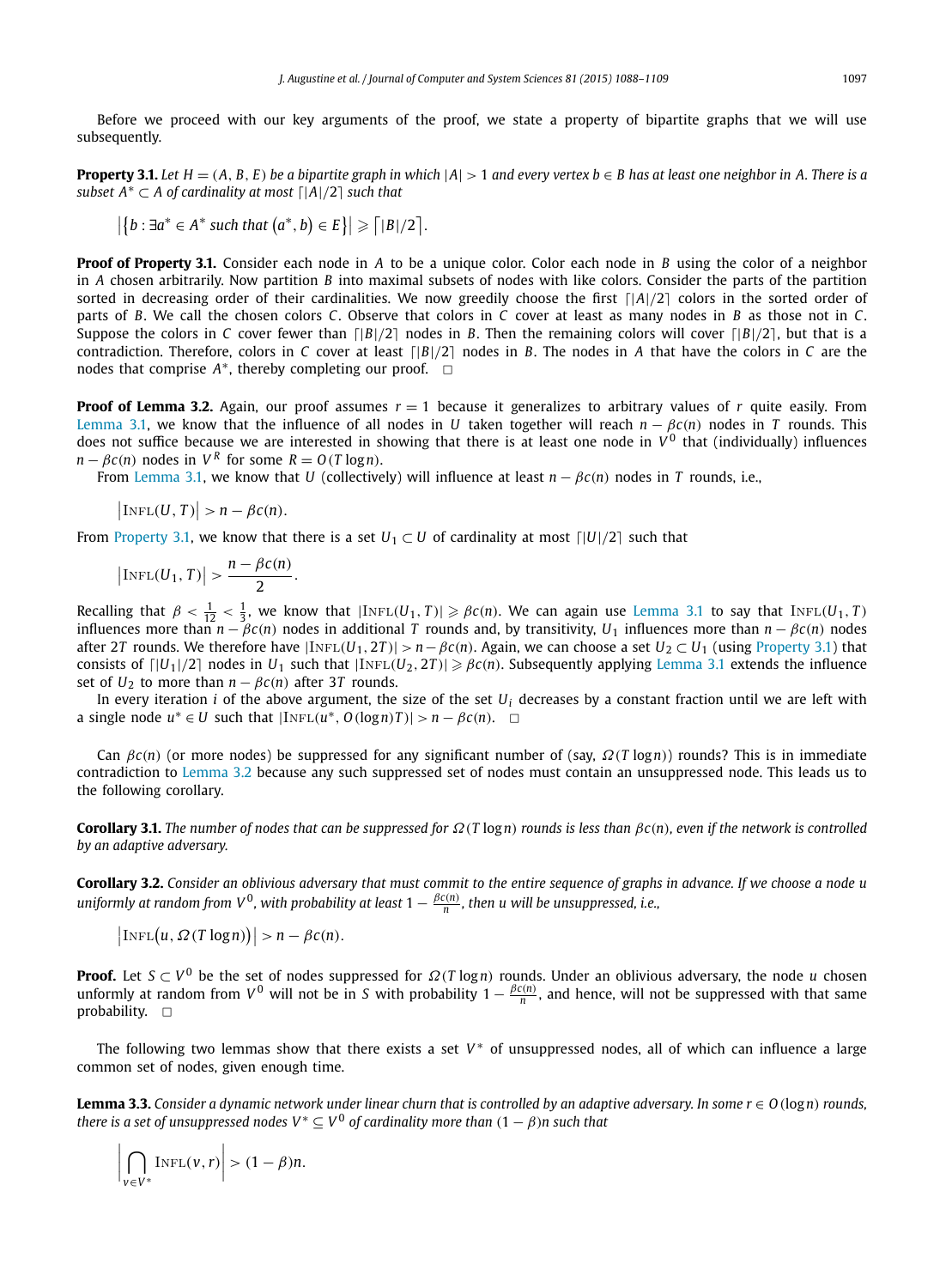Before we proceed with our key arguments of the proof, we state a property of bipartite graphs that we will use subsequently.

**Property 3.1.** *Let $H = (A, B, E)$ be a bipartite graph in which $|A| > 1$ and every vertex $b \in B$ has at least one neighbor in $A$. There is a subset $A^* \subset A$ of cardinality at most $\lceil |A|/2 \rceil$ such that*

$$\left|\left\{b : \exists a^* \in A^* \text{ such that } \left(a^*, b\right) \in E\right\}\right| \geqslant \left\lceil |B|/2 \right\rceil.$$

**Proof of Property 3.1.** Consider each node in $A$ to be a unique color. Color each node in $B$ using the color of a neighbor in $A$ chosen arbitrarily. Now partition $B$ into maximal subsets of nodes with like colors. Consider the parts of the partition sorted in decreasing order of their cardinalities. We now greedily choose the first $\lceil |A|/2 \rceil$ colors in the sorted order of parts of $B$. We call the chosen colors $C$. Observe that colors in $C$ cover at least as many nodes in $B$ as those not in $C$. Suppose the colors in $C$ cover fewer than $\lceil |B|/2 \rceil$ nodes in $B$. Then the remaining colors will cover $\lceil |B|/2 \rceil$, but that is a contradiction. Therefore, colors in $C$ cover at least $\lceil |B|/2 \rceil$ nodes in $B$. The nodes in $A$ that have the colors in $C$ are the nodes that comprise $A^*$, thereby completing our proof. $\square$

**Proof of Lemma 3.2.** Again, our proof assumes $r = 1$ because it generalizes to arbitrary values of $r$ quite easily. From Lemma 3.1, we know that the influence of all nodes in $U$ taken together will reach $n - \beta c(n)$ nodes in $T$ rounds. This does not suffice because we are interested in showing that there is at least one node in $V^0$ that (individually) influences $n - \beta c(n)$ nodes in $V^R$ for some $R = O(T \log n)$.

From Lemma 3.1, we know that $U$ (collectively) will influence at least $n - \beta c(n)$ nodes in $T$ rounds, i.e.,

$$\left|\textsc{Infl}(U, T)\right| > n - \beta c(n).$$

From Property 3.1, we know that there is a set $U_1 \subset U$ of cardinality at most $\lceil |U|/2 \rceil$ such that

$$\left|\textsc{Infl}(U_1, T)\right| > \frac{n - \beta c(n)}{2}.$$

Recalling that $\beta < \frac{1}{12} < \frac{1}{3}$, we know that $|\textsc{Infl}(U_1, T)| \geqslant \beta c(n)$. We can again use Lemma 3.1 to say that $\textsc{Infl}(U_1, T)$ influences more than $n - \beta c(n)$ nodes in additional $T$ rounds and, by transitivity, $U_1$ influences more than $n - \beta c(n)$ nodes after $2T$ rounds. We therefore have $|\textsc{Infl}(U_1, 2T)| > n - \beta c(n)$. Again, we can choose a set $U_2 \subset U_1$ (using Property 3.1) that consists of $\lceil |U_1|/2 \rceil$ nodes in $U_1$ such that $|\textsc{Infl}(U_2, 2T)| \geqslant \beta c(n)$. Subsequently applying Lemma 3.1 extends the influence set of $U_2$ to more than $n - \beta c(n)$ after $3T$ rounds.

In every iteration $i$ of the above argument, the size of the set $U_i$ decreases by a constant fraction until we are left with a single node $u^* \in U$ such that $|\textsc{Infl}(u^*, O(\log n)T)| > n - \beta c(n)$. $\square$

Can $\beta c(n)$ (or more nodes) be suppressed for any significant number of (say, $\Omega(T \log n)$) rounds? This is in immediate contradiction to Lemma 3.2 because any such suppressed set of nodes must contain an unsuppressed node. This leads us to the following corollary.

**Corollary 3.1.** *The number of nodes that can be suppressed for $\Omega(T \log n)$ rounds is less than $\beta c(n)$, even if the network is controlled by an adaptive adversary.*

**Corollary 3.2.** *Consider an oblivious adversary that must commit to the entire sequence of graphs in advance. If we choose a node $u$ uniformly at random from $V^0$, with probability at least $1 - \frac{\beta c(n)}{n}$, then $u$ will be unsuppressed, i.e.,*

$$\left|\textsc{Infl}\big(u, \Omega(T \log n)\big)\right| > n - \beta c(n).$$

**Proof.** Let $S \subset V^0$ be the set of nodes suppressed for $\Omega(T \log n)$ rounds. Under an oblivious adversary, the node $u$ chosen unformly at random from $V^0$ will not be in $S$ with probability $1 - \frac{\beta c(n)}{n}$, and hence, will not be suppressed with that same probability. $\square$

The following two lemmas show that there exists a set $V^*$ of unsuppressed nodes, all of which can influence a large common set of nodes, given enough time.

**Lemma 3.3.** *Consider a dynamic network under linear churn that is controlled by an adaptive adversary. In some $r \in O(\log n)$ rounds, there is a set of unsuppressed nodes $V^* \subseteq V^0$ of cardinality more than $(1 - \beta)n$ such that*

$$\left|\bigcap_{v \in V^*} \textsc{Infl}(v, r)\right| > (1 - \beta)n.$$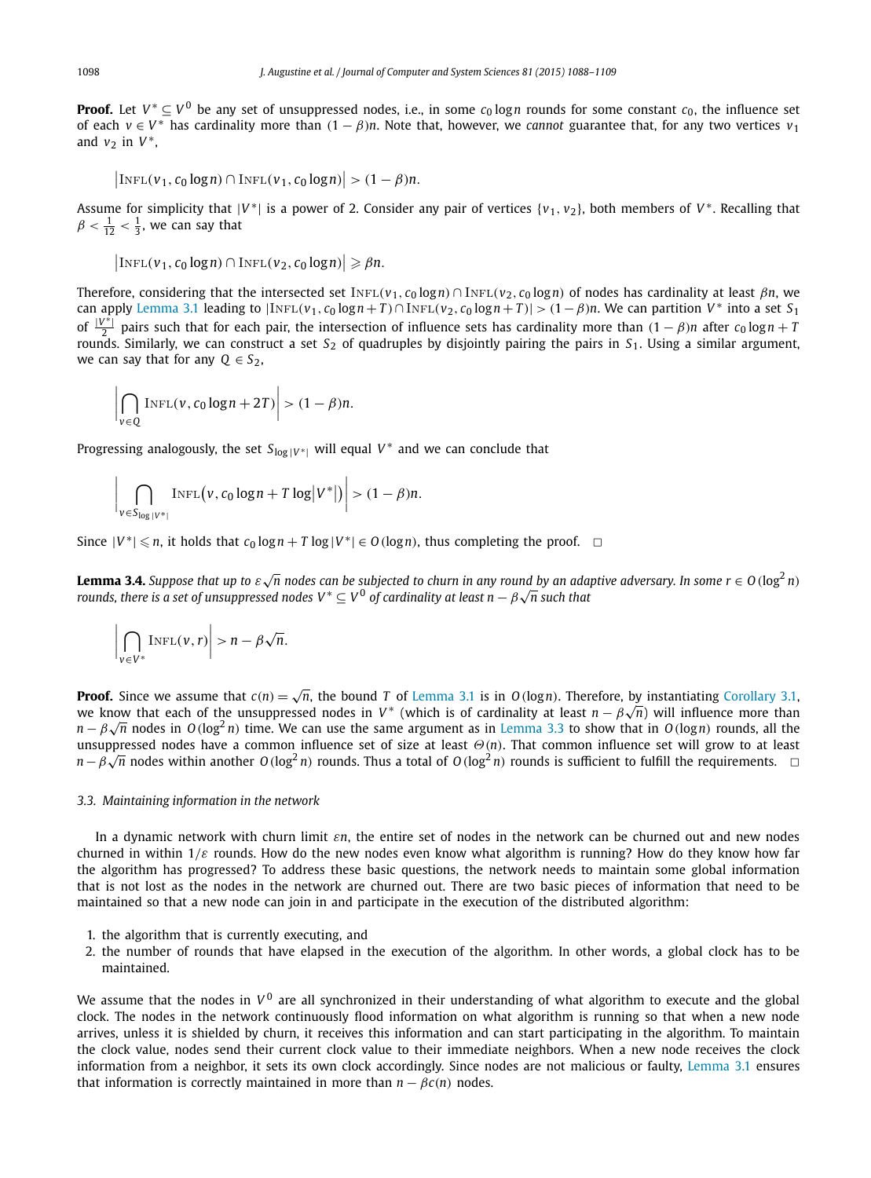**Proof.** Let $V^* \subseteq V^0$ be any set of unsuppressed nodes, i.e., in some $c_0 \log n$ rounds for some constant $c_0$, the influence set of each $v \in V^*$ has cardinality more than $(1-\beta)n$. Note that, however, we *cannot* guarantee that, for any two vertices $v_1$ and $v_2$ in $V^*$,

$$\left|\text{INFL}(v_1, c_0 \log n) \cap \text{INFL}(v_1, c_0 \log n)\right| > (1-\beta)n.$$

Assume for simplicity that $|V^*|$ is a power of 2. Consider any pair of vertices $\{v_1, v_2\}$, both members of $V^*$. Recalling that $\beta < \frac{1}{12} < \frac{1}{3}$, we can say that

$$\left|\text{INFL}(v_1, c_0 \log n) \cap \text{INFL}(v_2, c_0 \log n)\right| \geqslant \beta n.$$

Therefore, considering that the intersected set $\text{INFL}(v_1, c_0 \log n) \cap \text{INFL}(v_2, c_0 \log n)$ of nodes has cardinality at least $\beta n$, we can apply Lemma 3.1 leading to $|\text{INFL}(v_1, c_0 \log n + T) \cap \text{INFL}(v_2, c_0 \log n + T)| > (1-\beta)n$. We can partition $V^*$ into a set $S_1$ of $\frac{|V^*|}{2}$ pairs such that for each pair, the intersection of influence sets has cardinality more than $(1-\beta)n$ after $c_0 \log n + T$ rounds. Similarly, we can construct a set $S_2$ of quadruples by disjointly pairing the pairs in $S_1$. Using a similar argument, we can say that for any $Q \in S_2$,

$$\left|\bigcap_{v \in Q} \text{INFL}(v, c_0 \log n + 2T)\right| > (1-\beta)n.$$

Progressing analogously, the set $S_{\log|V^*|}$ will equal $V^*$ and we can conclude that

$$\left|\bigcap_{v \in S_{\log|V^*|}} \text{INFL}\big(v, c_0 \log n + T \log\left|V^*\right|\big)\right| > (1-\beta)n.$$

Since $|V^*| \leqslant n$, it holds that $c_0 \log n + T \log |V^*| \in O(\log n)$, thus completing the proof. $\square$

**Lemma 3.4.** *Suppose that up to $\varepsilon\sqrt{n}$ nodes can be subjected to churn in any round by an adaptive adversary. In some $r \in O(\log^2 n)$ rounds, there is a set of unsuppressed nodes $V^* \subseteq V^0$ of cardinality at least $n - \beta\sqrt{n}$ such that*

$$\left|\bigcap_{v \in V^*} \text{INFL}(v, r)\right| > n - \beta\sqrt{n}.$$

**Proof.** Since we assume that $c(n) = \sqrt{n}$, the bound $T$ of Lemma 3.1 is in $O(\log n)$. Therefore, by instantiating Corollary 3.1, we know that each of the unsuppressed nodes in $V^*$ (which is of cardinality at least $n - \beta\sqrt{n}$) will influence more than $n - \beta\sqrt{n}$ nodes in $O(\log^2 n)$ time. We can use the same argument as in Lemma 3.3 to show that in $O(\log n)$ rounds, all the unsuppressed nodes have a common influence set of size at least $\Theta(n)$. That common influence set will grow to at least $n - \beta\sqrt{n}$ nodes within another $O(\log^2 n)$ rounds. Thus a total of $O(\log^2 n)$ rounds is sufficient to fulfill the requirements. $\square$

### 3.3. Maintaining information in the network

In a dynamic network with churn limit $\varepsilon n$, the entire set of nodes in the network can be churned out and new nodes churned in within $1/\varepsilon$ rounds. How do the new nodes even know what algorithm is running? How do they know how far the algorithm has progressed? To address these basic questions, the network needs to maintain some global information that is not lost as the nodes in the network are churned out. There are two basic pieces of information that need to be maintained so that a new node can join in and participate in the execution of the distributed algorithm:

1. the algorithm that is currently executing, and
2. the number of rounds that have elapsed in the execution of the algorithm. In other words, a global clock has to be maintained.

We assume that the nodes in $V^0$ are all synchronized in their understanding of what algorithm to execute and the global clock. The nodes in the network continuously flood information on what algorithm is running so that when a new node arrives, unless it is shielded by churn, it receives this information and can start participating in the algorithm. To maintain the clock value, nodes send their current clock value to their immediate neighbors. When a new node receives the clock information from a neighbor, it sets its own clock accordingly. Since nodes are not malicious or faulty, Lemma 3.1 ensures that information is correctly maintained in more than $n - \beta c(n)$ nodes.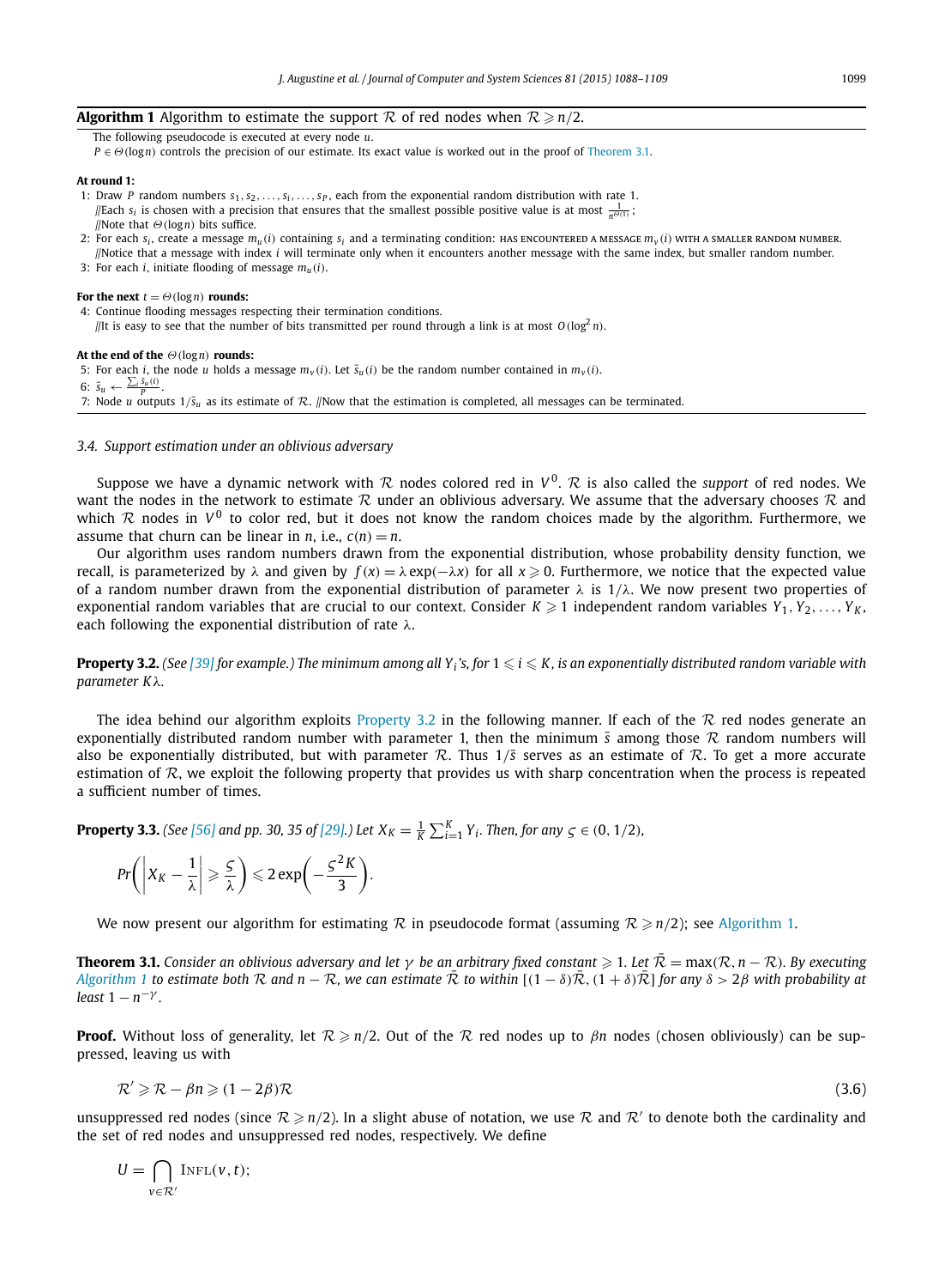**Algorithm 1** Algorithm to estimate the support $\mathcal{R}$ of red nodes when $\mathcal{R} \geqslant n/2$.

The following pseudocode is executed at every node $u$.
$P \in \Theta(\log n)$ controls the precision of our estimate. Its exact value is worked out in the proof of Theorem 3.1.

**At round 1:**

1: Draw $P$ random numbers $s_1, s_2, \ldots, s_i, \ldots, s_P$, each from the exponential random distribution with rate 1.
   //Each $s_i$ is chosen with a precision that ensures that the smallest possible positive value is at most $\frac{1}{n^{\Theta(1)}}$;
   //Note that $\Theta(\log n)$ bits suffice.
2: For each $s_i$, create a message $m_u(i)$ containing $s_i$ and a terminating condition: HAS ENCOUNTERED A MESSAGE $m_v(i)$ WITH A SMALLER RANDOM NUMBER.
   //Notice that a message with index $i$ will terminate only when it encounters another message with the same index, but smaller random number.
3: For each $i$, initiate flooding of message $m_u(i)$.

**For the next** $t = \Theta(\log n)$ **rounds:**

4: Continue flooding messages respecting their termination conditions.
   //It is easy to see that the number of bits transmitted per round through a link is at most $O(\log^2 n)$.

**At the end of the** $\Theta(\log n)$ **rounds:**

5: For each $i$, the node $u$ holds a message $m_v(i)$. Let $\bar{s}_u(i)$ be the random number contained in $m_v(i)$.
6: $\bar{s}_u \leftarrow \frac{\sum_i \bar{s}_u(i)}{P}$.
7: Node $u$ outputs $1/\bar{s}_u$ as its estimate of $\mathcal{R}$. //Now that the estimation is completed, all messages can be terminated.

### 3.4. Support estimation under an oblivious adversary

Suppose we have a dynamic network with $\mathcal{R}$ nodes colored red in $V^0$. $\mathcal{R}$ is also called the *support* of red nodes. We want the nodes in the network to estimate $\mathcal{R}$ under an oblivious adversary. We assume that the adversary chooses $\mathcal{R}$ and which $\mathcal{R}$ nodes in $V^0$ to color red, but it does not know the random choices made by the algorithm. Furthermore, we assume that churn can be linear in $n$, i.e., $c(n) = n$.

Our algorithm uses random numbers drawn from the exponential distribution, whose probability density function, we recall, is parameterized by $\lambda$ and given by $f(x) = \lambda \exp(-\lambda x)$ for all $x \geqslant 0$. Furthermore, we notice that the expected value of a random number drawn from the exponential distribution of parameter $\lambda$ is $1/\lambda$. We now present two properties of exponential random variables that are crucial to our context. Consider $K \geqslant 1$ independent random variables $Y_1, Y_2, \ldots, Y_K$, each following the exponential distribution of rate $\lambda$.

**Property 3.2.** *(See [39] for example.) The minimum among all $Y_i$'s, for $1 \leqslant i \leqslant K$, is an exponentially distributed random variable with parameter $K\lambda$.*

The idea behind our algorithm exploits Property 3.2 in the following manner. If each of the $\mathcal{R}$ red nodes generate an exponentially distributed random number with parameter 1, then the minimum $\bar{s}$ among those $\mathcal{R}$ random numbers will also be exponentially distributed, but with parameter $\mathcal{R}$. Thus $1/\bar{s}$ serves as an estimate of $\mathcal{R}$. To get a more accurate estimation of $\mathcal{R}$, we exploit the following property that provides us with sharp concentration when the process is repeated a sufficient number of times.

**Property 3.3.** *(See [56] and pp. 30, 35 of [29].) Let $X_K = \frac{1}{K}\sum_{i=1}^{K} Y_i$. Then, for any $\varsigma \in (0, 1/2)$,*

$$Pr\left(\left|X_K - \frac{1}{\lambda}\right| \geqslant \frac{\varsigma}{\lambda}\right) \leqslant 2\exp\left(-\frac{\varsigma^2 K}{3}\right).$$

We now present our algorithm for estimating $\mathcal{R}$ in pseudocode format (assuming $\mathcal{R} \geqslant n/2$); see Algorithm 1.

**Theorem 3.1.** *Consider an oblivious adversary and let $\gamma$ be an arbitrary fixed constant $\geqslant 1$. Let $\bar{\mathcal{R}} = \max(\mathcal{R}, n - \mathcal{R})$. By executing Algorithm 1 to estimate both $\mathcal{R}$ and $n - \mathcal{R}$, we can estimate $\bar{\mathcal{R}}$ to within $[(1-\delta)\bar{\mathcal{R}}, (1+\delta)\bar{\mathcal{R}}]$ for any $\delta > 2\beta$ with probability at least $1 - n^{-\gamma}$.*

**Proof.** Without loss of generality, let $\mathcal{R} \geqslant n/2$. Out of the $\mathcal{R}$ red nodes up to $\beta n$ nodes (chosen obliviously) can be suppressed, leaving us with

$$\mathcal{R}' \geqslant \mathcal{R} - \beta n \geqslant (1 - 2\beta)\mathcal{R} \tag{3.6}$$

unsuppressed red nodes (since $\mathcal{R} \geqslant n/2$). In a slight abuse of notation, we use $\mathcal{R}$ and $\mathcal{R}'$ to denote both the cardinality and the set of red nodes and unsuppressed red nodes, respectively. We define

$$U = \bigcap_{v \in \mathcal{R}'} \text{INFL}(v, t);$$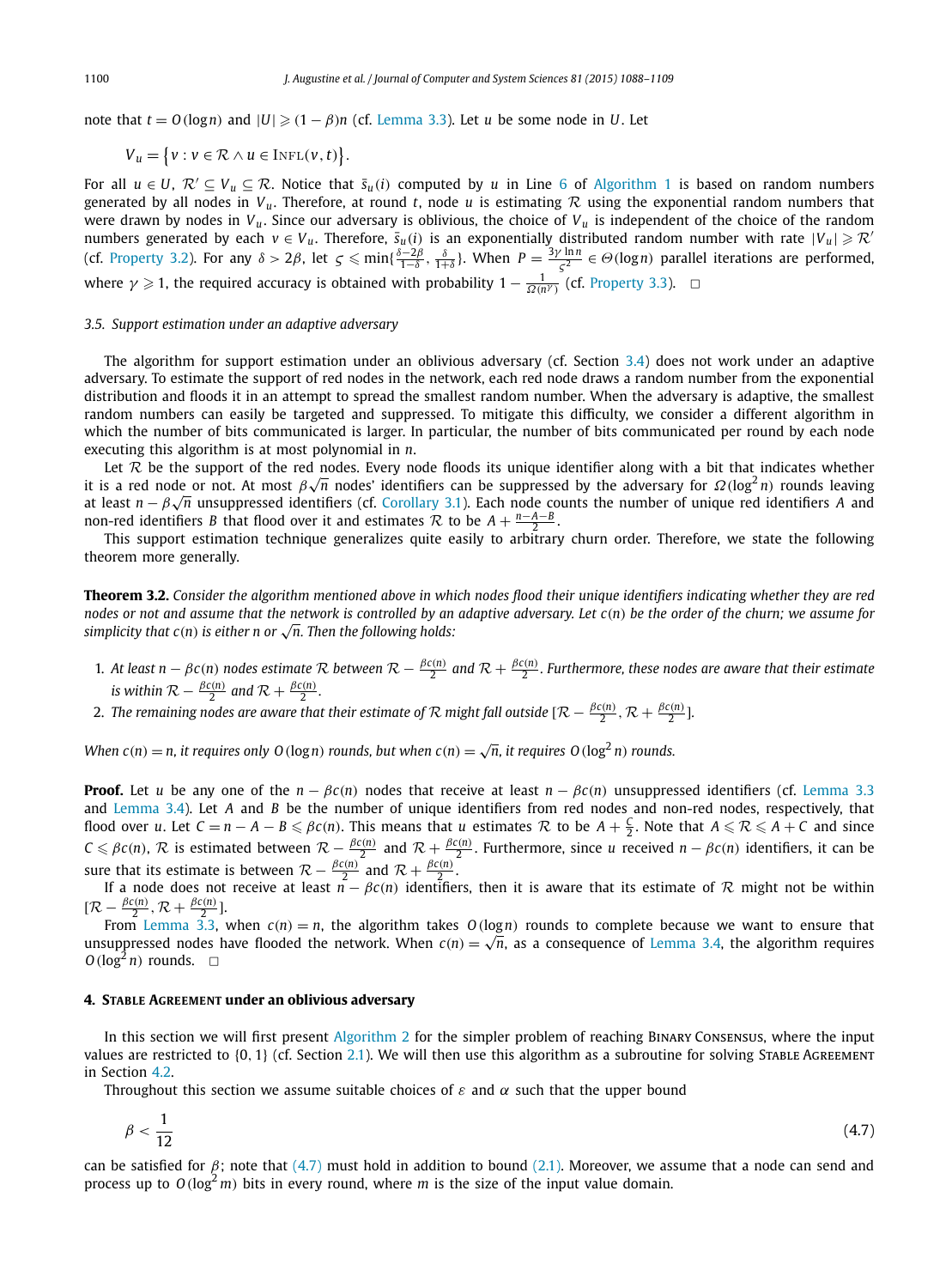note that $t = O(\log n)$ and $|U| \geqslant (1-\beta)n$ (cf. Lemma 3.3). Let $u$ be some node in $U$. Let

$$V_u = \{v : v \in \mathcal{R} \wedge u \in \textsc{Infl}(v,t)\}.$$

For all $u \in U$, $\mathcal{R}' \subseteq V_u \subseteq \mathcal{R}$. Notice that $\bar{s}_u(i)$ computed by $u$ in Line 6 of Algorithm 1 is based on random numbers generated by all nodes in $V_u$. Therefore, at round $t$, node $u$ is estimating $\mathcal{R}$ using the exponential random numbers that were drawn by nodes in $V_u$. Since our adversary is oblivious, the choice of $V_u$ is independent of the choice of the random numbers generated by each $v \in V_u$. Therefore, $\bar{s}_u(i)$ is an exponentially distributed random number with rate $|V_u| \geqslant \mathcal{R}'$ (cf. Property 3.2). For any $\delta > 2\beta$, let $\varsigma \leqslant \min\{\frac{\delta-2\beta}{1-\delta}, \frac{\delta}{1+\delta}\}$. When $P = \frac{3\gamma \ln n}{\varsigma^2} \in \Theta(\log n)$ parallel iterations are performed, where $\gamma \geqslant 1$, the required accuracy is obtained with probability $1 - \frac{1}{\Omega(n^\gamma)}$ (cf. Property 3.3). $\square$

### 3.5. Support estimation under an adaptive adversary

The algorithm for support estimation under an oblivious adversary (cf. Section 3.4) does not work under an adaptive adversary. To estimate the support of red nodes in the network, each red node draws a random number from the exponential distribution and floods it in an attempt to spread the smallest random number. When the adversary is adaptive, the smallest random numbers can easily be targeted and suppressed. To mitigate this difficulty, we consider a different algorithm in which the number of bits communicated is larger. In particular, the number of bits communicated per round by each node executing this algorithm is at most polynomial in $n$.

Let $\mathcal{R}$ be the support of the red nodes. Every node floods its unique identifier along with a bit that indicates whether it is a red node or not. At most $\beta\sqrt{n}$ nodes' identifiers can be suppressed by the adversary for $\Omega(\log^2 n)$ rounds leaving at least $n - \beta\sqrt{n}$ unsuppressed identifiers (cf. Corollary 3.1). Each node counts the number of unique red identifiers $A$ and non-red identifiers $B$ that flood over it and estimates $\mathcal{R}$ to be $A + \frac{n-A-B}{2}$.

This support estimation technique generalizes quite easily to arbitrary churn order. Therefore, we state the following theorem more generally.

**Theorem 3.2.** *Consider the algorithm mentioned above in which nodes flood their unique identifiers indicating whether they are red nodes or not and assume that the network is controlled by an adaptive adversary. Let $c(n)$ be the order of the churn; we assume for simplicity that $c(n)$ is either $n$ or $\sqrt{n}$. Then the following holds:*

1. *At least $n - \beta c(n)$ nodes estimate $\mathcal{R}$ between $\mathcal{R} - \frac{\beta c(n)}{2}$ and $\mathcal{R} + \frac{\beta c(n)}{2}$. Furthermore, these nodes are aware that their estimate is within $\mathcal{R} - \frac{\beta c(n)}{2}$ and $\mathcal{R} + \frac{\beta c(n)}{2}$.*
2. *The remaining nodes are aware that their estimate of $\mathcal{R}$ might fall outside $[\mathcal{R} - \frac{\beta c(n)}{2}, \mathcal{R} + \frac{\beta c(n)}{2}]$.*

*When $c(n) = n$, it requires only $O(\log n)$ rounds, but when $c(n) = \sqrt{n}$, it requires $O(\log^2 n)$ rounds.*

**Proof.** Let $u$ be any one of the $n - \beta c(n)$ nodes that receive at least $n - \beta c(n)$ unsuppressed identifiers (cf. Lemma 3.3 and Lemma 3.4). Let $A$ and $B$ be the number of unique identifiers from red nodes and non-red nodes, respectively, that flood over $u$. Let $C = n - A - B \leqslant \beta c(n)$. This means that $u$ estimates $\mathcal{R}$ to be $A + \frac{C}{2}$. Note that $A \leqslant \mathcal{R} \leqslant A + C$ and since $C \leqslant \beta c(n)$, $\mathcal{R}$ is estimated between $\mathcal{R} - \frac{\beta c(n)}{2}$ and $\mathcal{R} + \frac{\beta c(n)}{2}$. Furthermore, since $u$ received $n - \beta c(n)$ identifiers, it can be sure that its estimate is between $\mathcal{R} - \frac{\beta c(n)}{2}$ and $\mathcal{R} + \frac{\beta c(n)}{2}$.

If a node does not receive at least $n - \beta c(n)$ identifiers, then it is aware that its estimate of $\mathcal{R}$ might not be within $[\mathcal{R} - \frac{\beta c(n)}{2}, \mathcal{R} + \frac{\beta c(n)}{2}]$.

From Lemma 3.3, when $c(n) = n$, the algorithm takes $O(\log n)$ rounds to complete because we want to ensure that unsuppressed nodes have flooded the network. When $c(n) = \sqrt{n}$, as a consequence of Lemma 3.4, the algorithm requires $O(\log^2 n)$ rounds. $\square$

## 4. Stable Agreement under an oblivious adversary

In this section we will first present Algorithm 2 for the simpler problem of reaching Binary Consensus, where the input values are restricted to $\{0, 1\}$ (cf. Section 2.1). We will then use this algorithm as a subroutine for solving Stable Agreement in Section 4.2.

Throughout this section we assume suitable choices of $\varepsilon$ and $\alpha$ such that the upper bound

$$\beta < \frac{1}{12} \tag{4.7}$$

can be satisfied for $\beta$; note that (4.7) must hold in addition to bound (2.1). Moreover, we assume that a node can send and process up to $O(\log^2 m)$ bits in every round, where $m$ is the size of the input value domain.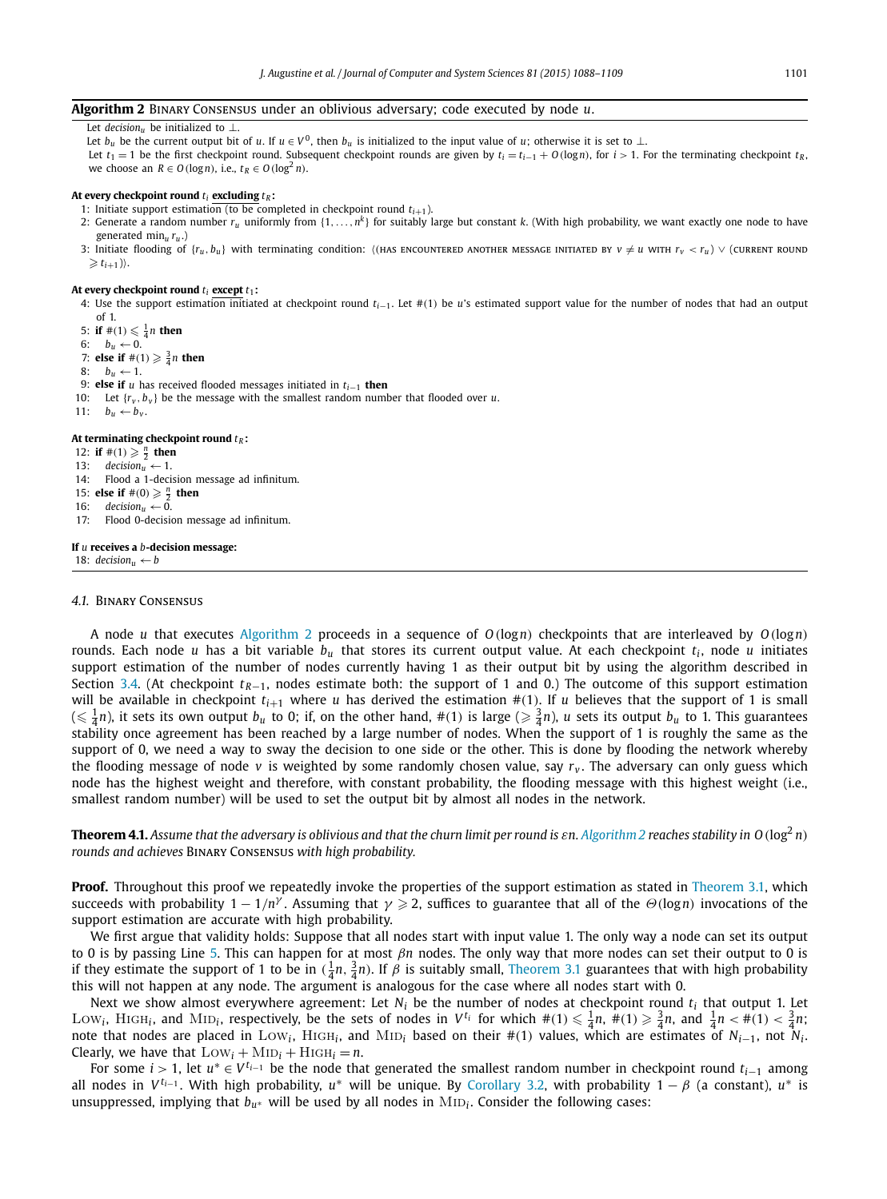**Algorithm 2** BINARY CONSENSUS under an oblivious adversary; code executed by node $u$.

Let $decision_u$ be initialized to $\perp$.
Let $b_u$ be the current output bit of $u$. If $u \in V^0$, then $b_u$ is initialized to the input value of $u$; otherwise it is set to $\perp$.
Let $t_1 = 1$ be the first checkpoint round. Subsequent checkpoint rounds are given by $t_i = t_{i-1} + O(\log n)$, for $i > 1$. For the terminating checkpoint $t_R$, we choose an $R \in O(\log n)$, i.e., $t_R \in O(\log^2 n)$.

**At every checkpoint round $t_i$ excluding $t_R$:**

1: Initiate support estimation (to be completed in checkpoint round $t_{i+1}$).
2: Generate a random number $r_u$ uniformly from $\{1, \dots, n^k\}$ for suitably large but constant $k$. (With high probability, we want exactly one node to have generated $\min_u r_u$.)
3: Initiate flooding of $\{r_u, b_u\}$ with terminating condition: $\langle$(HAS ENCOUNTERED ANOTHER MESSAGE INITIATED BY $v \neq u$ WITH $r_v < r_u$) $\vee$ (CURRENT ROUND $\geqslant t_{i+1}$)$\rangle$.

**At every checkpoint round $t_i$ except $t_1$:**

4: Use the support estimation initiated at checkpoint round $t_{i-1}$. Let #(1) be $u$'s estimated support value for the number of nodes that had an output of 1.
5: **if** $\#(1) \leqslant \frac{1}{4}n$ **then**
6: $\quad b_u \leftarrow 0$.
7: **else if** $\#(1) \geqslant \frac{3}{4}n$ **then**
8: $\quad b_u \leftarrow 1$.
9: **else if** $u$ has received flooded messages initiated in $t_{i-1}$ **then**
10: $\quad$ Let $\{r_v, b_v\}$ be the message with the smallest random number that flooded over $u$.
11: $\quad b_u \leftarrow b_v$.

**At terminating checkpoint round $t_R$:**

12: **if** $\#(1) \geqslant \frac{n}{2}$ **then**
13: $\quad decision_u \leftarrow 1$.
14: $\quad$ Flood a 1-decision message ad infinitum.
15: **else if** $\#(0) \geqslant \frac{n}{2}$ **then**
16: $\quad decision_u \leftarrow 0$.
17: $\quad$ Flood 0-decision message ad infinitum.

**If $u$ receives a $b$-decision message:**

18: $decision_u \leftarrow b$

### 4.1. BINARY CONSENSUS

A node $u$ that executes Algorithm 2 proceeds in a sequence of $O(\log n)$ checkpoints that are interleaved by $O(\log n)$ rounds. Each node $u$ has a bit variable $b_u$ that stores its current output value. At each checkpoint $t_i$, node $u$ initiates support estimation of the number of nodes currently having 1 as their output bit by using the algorithm described in Section 3.4. (At checkpoint $t_{R-1}$, nodes estimate both: the support of 1 and 0.) The outcome of this support estimation will be available in checkpoint $t_{i+1}$ where $u$ has derived the estimation #(1). If $u$ believes that the support of 1 is small ($\leqslant \frac{1}{4}n$), it sets its own output $b_u$ to 0; if, on the other hand, #(1) is large ($\geqslant \frac{3}{4}n$), $u$ sets its output $b_u$ to 1. This guarantees stability once agreement has been reached by a large number of nodes. When the support of 1 is roughly the same as the support of 0, we need a way to sway the decision to one side or the other. This is done by flooding the network whereby the flooding message of node $v$ is weighted by some randomly chosen value, say $r_v$. The adversary can only guess which node has the highest weight and therefore, with constant probability, the flooding message with this highest weight (i.e., smallest random number) will be used to set the output bit by almost all nodes in the network.

**Theorem 4.1.** *Assume that the adversary is oblivious and that the churn limit per round is $\varepsilon n$. Algorithm 2 reaches stability in $O(\log^2 n)$ rounds and achieves* BINARY CONSENSUS *with high probability.*

**Proof.** Throughout this proof we repeatedly invoke the properties of the support estimation as stated in Theorem 3.1, which succeeds with probability $1 - 1/n^{\gamma}$. Assuming that $\gamma \geqslant 2$, suffices to guarantee that all of the $\Theta(\log n)$ invocations of the support estimation are accurate with high probability.

We first argue that validity holds: Suppose that all nodes start with input value 1. The only way a node can set its output to 0 is by passing Line 5. This can happen for at most $\beta n$ nodes. The only way that more nodes can set their output to 0 is if they estimate the support of 1 to be in $(\frac{1}{4}n, \frac{3}{4}n)$. If $\beta$ is suitably small, Theorem 3.1 guarantees that with high probability this will not happen at any node. The argument is analogous for the case where all nodes start with 0.

Next we show almost everywhere agreement: Let $N_i$ be the number of nodes at checkpoint round $t_i$ that output 1. Let $\text{LOW}_i$, $\text{HIGH}_i$, and $\text{MID}_i$, respectively, be the sets of nodes in $V^{t_i}$ for which $\#(1) \leqslant \frac{1}{4}n$, $\#(1) \geqslant \frac{3}{4}n$, and $\frac{1}{4}n < \#(1) < \frac{3}{4}n$; note that nodes are placed in $\text{LOW}_i$, $\text{HIGH}_i$, and $\text{MID}_i$ based on their #(1) values, which are estimates of $N_{i-1}$, not $N_i$. Clearly, we have that $\text{LOW}_i + \text{MID}_i + \text{HIGH}_i = n$.

For some $i > 1$, let $u^* \in V^{t_{i-1}}$ be the node that generated the smallest random number in checkpoint round $t_{i-1}$ among all nodes in $V^{t_{i-1}}$. With high probability, $u^*$ will be unique. By Corollary 3.2, with probability $1 - \beta$ (a constant), $u^*$ is unsuppressed, implying that $b_{u^*}$ will be used by all nodes in $\text{MID}_i$. Consider the following cases: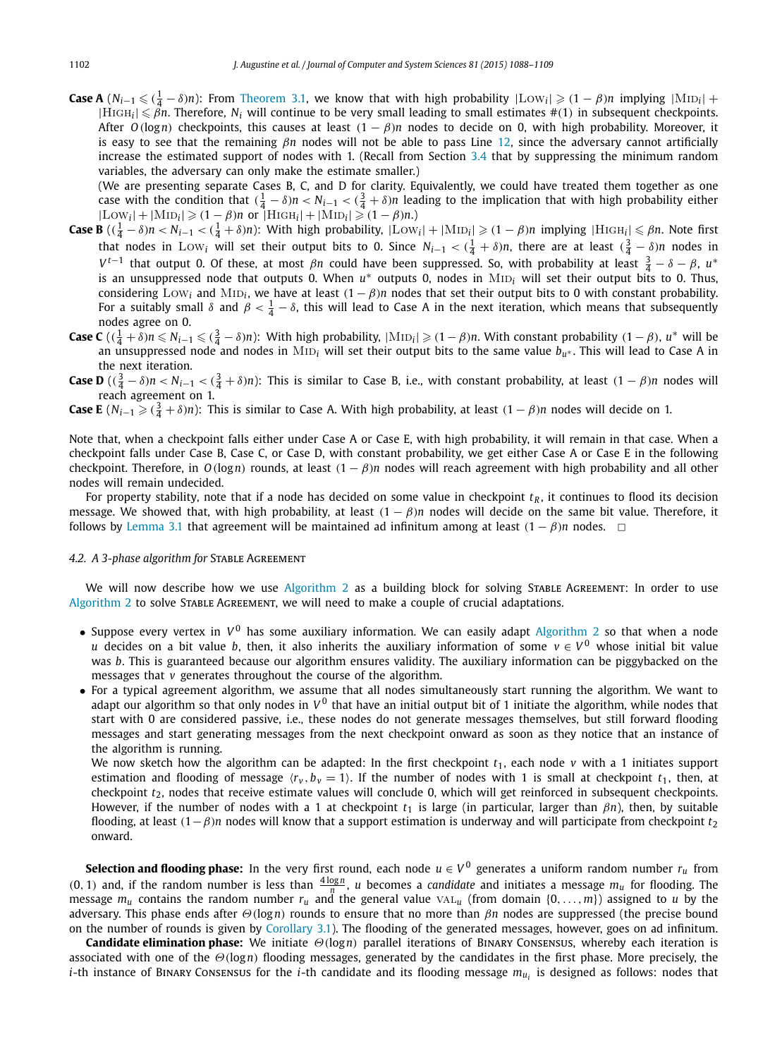**Case A** ($N_{i-1} \leqslant (\frac{1}{4} - \delta)n$): From Theorem 3.1, we know that with high probability $|\text{Low}_i| \geqslant (1-\beta)n$ implying $|\text{Mid}_i| + |\text{High}_i| \leqslant \beta n$. Therefore, $N_i$ will continue to be very small leading to small estimates #(1) in subsequent checkpoints. After $O(\log n)$ checkpoints, this causes at least $(1-\beta)n$ nodes to decide on 0, with high probability. Moreover, it is easy to see that the remaining $\beta n$ nodes will not be able to pass Line 12, since the adversary cannot artificially increase the estimated support of nodes with 1. (Recall from Section 3.4 that by suppressing the minimum random variables, the adversary can only make the estimate smaller.)

(We are presenting separate Cases B, C, and D for clarity. Equivalently, we could have treated them together as one case with the condition that $(\frac{1}{4} - \delta)n < N_{i-1} < (\frac{3}{4} + \delta)n$ leading to the implication that with high probability either $|\text{Low}_i| + |\text{Mid}_i| \geqslant (1-\beta)n$ or $|\text{High}_i| + |\text{Mid}_i| \geqslant (1-\beta)n$.)

**Case B** ($(\frac{1}{4} - \delta)n < N_{i-1} < (\frac{1}{4} + \delta)n$): With high probability, $|\text{Low}_i| + |\text{Mid}_i| \geqslant (1-\beta)n$ implying $|\text{High}_i| \leqslant \beta n$. Note first that nodes in $\text{Low}_i$ will set their output bits to 0. Since $N_{i-1} < (\frac{1}{4} + \delta)n$, there are at least $(\frac{3}{4} - \delta)n$ nodes in $V^{t-1}$ that output 0. Of these, at most $\beta n$ could have been suppressed. So, with probability at least $\frac{3}{4} - \delta - \beta$, $u^*$ is an unsuppressed node that outputs 0. When $u^*$ outputs 0, nodes in $\text{Mid}_i$ will set their output bits to 0. Thus, considering $\text{Low}_i$ and $\text{Mid}_i$, we have at least $(1-\beta)n$ nodes that set their output bits to 0 with constant probability. For a suitably small $\delta$ and $\beta < \frac{1}{4} - \delta$, this will lead to Case A in the next iteration, which means that subsequently nodes agree on 0.

**Case C** ($(\frac{1}{4} + \delta)n \leqslant N_{i-1} \leqslant (\frac{3}{4} - \delta)n$): With high probability, $|\text{Mid}_i| \geqslant (1-\beta)n$. With constant probability $(1-\beta)$, $u^*$ will be an unsuppressed node and nodes in $\text{Mid}_i$ will set their output bits to the same value $b_{u^*}$. This will lead to Case A in the next iteration.

**Case D** ($(\frac{3}{4} - \delta)n < N_{i-1} < (\frac{3}{4} + \delta)n$): This is similar to Case B, i.e., with constant probability, at least $(1-\beta)n$ nodes will reach agreement on 1.

**Case E** ($N_{i-1} \geqslant (\frac{3}{4} + \delta)n$): This is similar to Case A. With high probability, at least $(1-\beta)n$ nodes will decide on 1.

Note that, when a checkpoint falls either under Case A or Case E, with high probability, it will remain in that case. When a checkpoint falls under Case B, Case C, or Case D, with constant probability, we get either Case A or Case E in the following checkpoint. Therefore, in $O(\log n)$ rounds, at least $(1-\beta)n$ nodes will reach agreement with high probability and all other nodes will remain undecided.

For property stability, note that if a node has decided on some value in checkpoint $t_R$, it continues to flood its decision message. We showed that, with high probability, at least $(1-\beta)n$ nodes will decide on the same bit value. Therefore, it follows by Lemma 3.1 that agreement will be maintained ad infinitum among at least $(1-\beta)n$ nodes. □

### 4.2. A 3-phase algorithm for Stable Agreement

We will now describe how we use Algorithm 2 as a building block for solving Stable Agreement: In order to use Algorithm 2 to solve Stable Agreement, we will need to make a couple of crucial adaptations.

- Suppose every vertex in $V^0$ has some auxiliary information. We can easily adapt Algorithm 2 so that when a node $u$ decides on a bit value $b$, then, it also inherits the auxiliary information of some $v \in V^0$ whose initial bit value was $b$. This is guaranteed because our algorithm ensures validity. The auxiliary information can be piggybacked on the messages that $v$ generates throughout the course of the algorithm.
- For a typical agreement algorithm, we assume that all nodes simultaneously start running the algorithm. We want to adapt our algorithm so that only nodes in $V^0$ that have an initial output bit of 1 initiate the algorithm, while nodes that start with 0 are considered passive, i.e., these nodes do not generate messages themselves, but still forward flooding messages and start generating messages from the next checkpoint onward as soon as they notice that an instance of the algorithm is running.

  We now sketch how the algorithm can be adapted: In the first checkpoint $t_1$, each node $v$ with a 1 initiates support estimation and flooding of message $\langle r_v, b_v = 1\rangle$. If the number of nodes with 1 is small at checkpoint $t_1$, then, at checkpoint $t_2$, nodes that receive estimate values will conclude 0, which will get reinforced in subsequent checkpoints. However, if the number of nodes with a 1 at checkpoint $t_1$ is large (in particular, larger than $\beta n$), then, by suitable flooding, at least $(1-\beta)n$ nodes will know that a support estimation is underway and will participate from checkpoint $t_2$ onward.

**Selection and flooding phase:** In the very first round, each node $u \in V^0$ generates a uniform random number $r_u$ from $(0, 1)$ and, if the random number is less than $\frac{4 \log n}{n}$, $u$ becomes a *candidate* and initiates a message $m_u$ for flooding. The message $m_u$ contains the random number $r_u$ and the general value $\text{VAL}_u$ (from domain $\{0, \ldots, m\}$) assigned to $u$ by the adversary. This phase ends after $\Theta(\log n)$ rounds to ensure that no more than $\beta n$ nodes are suppressed (the precise bound on the number of rounds is given by Corollary 3.1). The flooding of the generated messages, however, goes on ad infinitum.

**Candidate elimination phase:** We initiate $\Theta(\log n)$ parallel iterations of Binary Consensus, whereby each iteration is associated with one of the $\Theta(\log n)$ flooding messages, generated by the candidates in the first phase. More precisely, the $i$-th instance of Binary Consensus for the $i$-th candidate and its flooding message $m_{u_i}$ is designed as follows: nodes that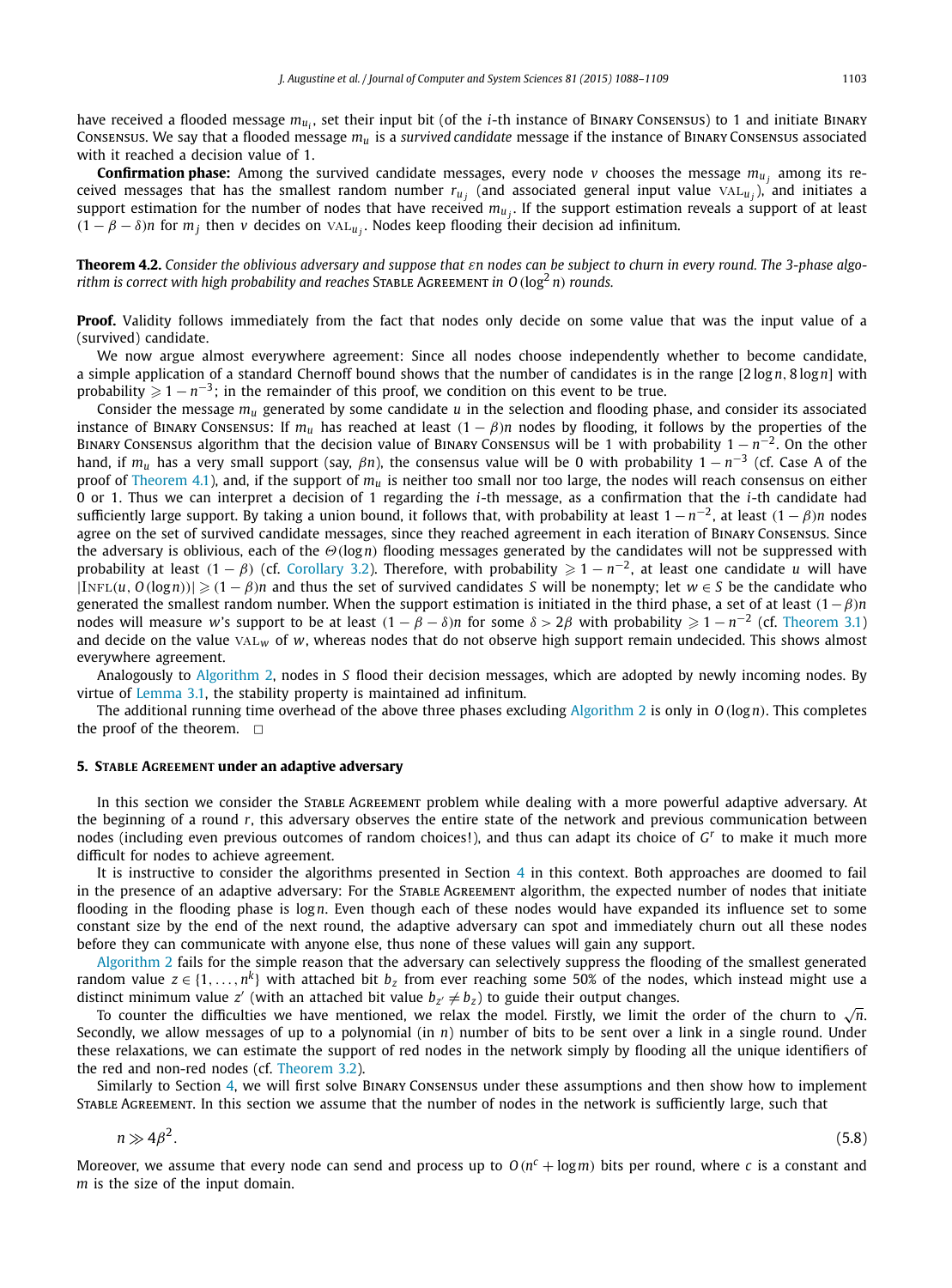have received a flooded message $m_{u_i}$, set their input bit (of the $i$-th instance of Binary Consensus) to 1 and initiate Binary Consensus. We say that a flooded message $m_u$ is a *survived candidate* message if the instance of Binary Consensus associated with it reached a decision value of 1.

**Confirmation phase:** Among the survived candidate messages, every node $v$ chooses the message $m_{u_j}$ among its received messages that has the smallest random number $r_{u_j}$ (and associated general input value $\text{VAL}_{u_j}$), and initiates a support estimation for the number of nodes that have received $m_{u_j}$. If the support estimation reveals a support of at least $(1-\beta-\delta)n$ for $m_j$ then $v$ decides on $\text{VAL}_{u_j}$. Nodes keep flooding their decision ad infinitum.

**Theorem 4.2.** *Consider the oblivious adversary and suppose that $\varepsilon n$ nodes can be subject to churn in every round. The 3-phase algorithm is correct with high probability and reaches* Stable Agreement *in $O(\log^2 n)$ rounds.*

**Proof.** Validity follows immediately from the fact that nodes only decide on some value that was the input value of a (survived) candidate.

We now argue almost everywhere agreement: Since all nodes choose independently whether to become candidate, a simple application of a standard Chernoff bound shows that the number of candidates is in the range $[2\log n, 8\log n]$ with probability $\geqslant 1-n^{-3}$; in the remainder of this proof, we condition on this event to be true.

Consider the message $m_u$ generated by some candidate $u$ in the selection and flooding phase, and consider its associated instance of Binary Consensus: If $m_u$ has reached at least $(1-\beta)n$ nodes by flooding, it follows by the properties of the Binary Consensus algorithm that the decision value of Binary Consensus will be 1 with probability $1-n^{-2}$. On the other hand, if $m_u$ has a very small support (say, $\beta n$), the consensus value will be 0 with probability $1-n^{-3}$ (cf. Case A of the proof of Theorem 4.1), and, if the support of $m_u$ is neither too small nor too large, the nodes will reach consensus on either 0 or 1. Thus we can interpret a decision of 1 regarding the $i$-th message, as a confirmation that the $i$-th candidate had sufficiently large support. By taking a union bound, it follows that, with probability at least $1-n^{-2}$, at least $(1-\beta)n$ nodes agree on the set of survived candidate messages, since they reached agreement in each iteration of Binary Consensus. Since the adversary is oblivious, each of the $\Theta(\log n)$ flooding messages generated by the candidates will not be suppressed with probability at least $(1-\beta)$ (cf. Corollary 3.2). Therefore, with probability $\geqslant 1-n^{-2}$, at least one candidate $u$ will have $|\text{INFL}(u, O(\log n))| \geqslant (1-\beta)n$ and thus the set of survived candidates $S$ will be nonempty; let $w \in S$ be the candidate who generated the smallest random number. When the support estimation is initiated in the third phase, a set of at least $(1-\beta)n$ nodes will measure $w$'s support to be at least $(1-\beta-\delta)n$ for some $\delta > 2\beta$ with probability $\geqslant 1-n^{-2}$ (cf. Theorem 3.1) and decide on the value $\text{VAL}_w$ of $w$, whereas nodes that do not observe high support remain undecided. This shows almost everywhere agreement.

Analogously to Algorithm 2, nodes in $S$ flood their decision messages, which are adopted by newly incoming nodes. By virtue of Lemma 3.1, the stability property is maintained ad infinitum.

The additional running time overhead of the above three phases excluding Algorithm 2 is only in $O(\log n)$. This completes the proof of the theorem. $\square$

## 5. Stable Agreement under an adaptive adversary

In this section we consider the Stable Agreement problem while dealing with a more powerful adaptive adversary. At the beginning of a round $r$, this adversary observes the entire state of the network and previous communication between nodes (including even previous outcomes of random choices!), and thus can adapt its choice of $G^r$ to make it much more difficult for nodes to achieve agreement.

It is instructive to consider the algorithms presented in Section 4 in this context. Both approaches are doomed to fail in the presence of an adaptive adversary: For the Stable Agreement algorithm, the expected number of nodes that initiate flooding in the flooding phase is $\log n$. Even though each of these nodes would have expanded its influence set to some constant size by the end of the next round, the adaptive adversary can spot and immediately churn out all these nodes before they can communicate with anyone else, thus none of these values will gain any support.

Algorithm 2 fails for the simple reason that the adversary can selectively suppress the flooding of the smallest generated random value $z \in \{1, \dots, n^k\}$ with attached bit $b_z$ from ever reaching some 50% of the nodes, which instead might use a distinct minimum value $z'$ (with an attached bit value $b_{z'} \neq b_z$) to guide their output changes.

To counter the difficulties we have mentioned, we relax the model. Firstly, we limit the order of the churn to $\sqrt{n}$. Secondly, we allow messages of up to a polynomial (in $n$) number of bits to be sent over a link in a single round. Under these relaxations, we can estimate the support of red nodes in the network simply by flooding all the unique identifiers of the red and non-red nodes (cf. Theorem 3.2).

Similarly to Section 4, we will first solve Binary Consensus under these assumptions and then show how to implement Stable Agreement. In this section we assume that the number of nodes in the network is sufficiently large, such that

$$n \gg 4\beta^2. \tag{5.8}$$

Moreover, we assume that every node can send and process up to $O(n^c + \log m)$ bits per round, where $c$ is a constant and $m$ is the size of the input domain.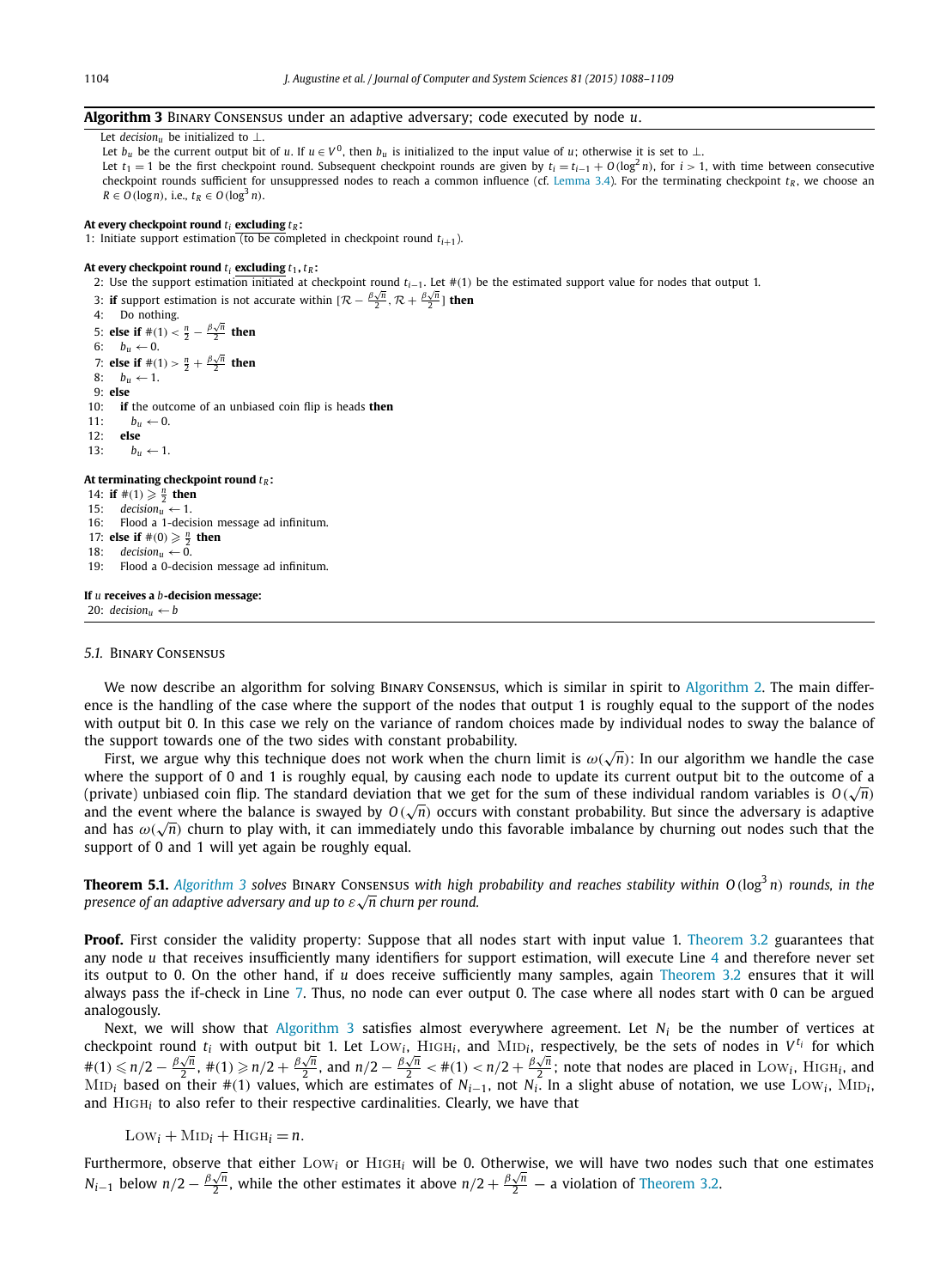**Algorithm 3** Binary Consensus under an adaptive adversary; code executed by node $u$.

Let $decision_u$ be initialized to $\perp$.

Let $b_u$ be the current output bit of $u$. If $u \in V^0$, then $b_u$ is initialized to the input value of $u$; otherwise it is set to $\perp$.

Let $t_1 = 1$ be the first checkpoint round. Subsequent checkpoint rounds are given by $t_i = t_{i-1} + O(\log^2 n)$, for $i > 1$, with time between consecutive checkpoint rounds sufficient for unsuppressed nodes to reach a common influence (cf. Lemma 3.4). For the terminating checkpoint $t_R$, we choose an $R \in O(\log n)$, i.e., $t_R \in O(\log^3 n)$.

```
At every checkpoint round t_i excluding t_R:
 1: Initiate support estimation (to be completed in checkpoint round t_{i+1}).

At every checkpoint round t_i excluding t_1, t_R:
 2: Use the support estimation initiated at checkpoint round t_{i-1}. Let #(1) be the estimated support value for nodes that output 1.
 3: if support estimation is not accurate within [R − β√n/2, R + β√n/2] then
 4:    Do nothing.
 5: else if #(1) < n/2 − β√n/2 then
 6:    b_u ← 0.
 7: else if #(1) > n/2 + β√n/2 then
 8:    b_u ← 1.
 9: else
10:    if the outcome of an unbiased coin flip is heads then
11:       b_u ← 0.
12:    else
13:       b_u ← 1.

At terminating checkpoint round t_R:
14: if #(1) ≥ n/2 then
15:    decision_u ← 1.
16:    Flood a 1-decision message ad infinitum.
17: else if #(0) ≥ n/2 then
18:    decision_u ← 0.
19:    Flood a 0-decision message ad infinitum.

If u receives a b-decision message:
20: decision_u ← b
```

### 5.1. Binary Consensus

We now describe an algorithm for solving Binary Consensus, which is similar in spirit to Algorithm 2. The main difference is the handling of the case where the support of the nodes that output 1 is roughly equal to the support of the nodes with output bit 0. In this case we rely on the variance of random choices made by individual nodes to sway the balance of the support towards one of the two sides with constant probability.

First, we argue why this technique does not work when the churn limit is $\omega(\sqrt{n})$: In our algorithm we handle the case where the support of 0 and 1 is roughly equal, by causing each node to update its current output bit to the outcome of a (private) unbiased coin flip. The standard deviation that we get for the sum of these individual random variables is $O(\sqrt{n})$ and the event where the balance is swayed by $O(\sqrt{n})$ occurs with constant probability. But since the adversary is adaptive and has $\omega(\sqrt{n})$ churn to play with, it can immediately undo this favorable imbalance by churning out nodes such that the support of 0 and 1 will yet again be roughly equal.

**Theorem 5.1.** *Algorithm 3 solves* Binary Consensus *with high probability and reaches stability within $O(\log^3 n)$ rounds, in the presence of an adaptive adversary and up to $\varepsilon\sqrt{n}$ churn per round.*

**Proof.** First consider the validity property: Suppose that all nodes start with input value 1. Theorem 3.2 guarantees that any node $u$ that receives insufficiently many identifiers for support estimation, will execute Line 4 and therefore never set its output to 0. On the other hand, if $u$ does receive sufficiently many samples, again Theorem 3.2 ensures that it will always pass the if-check in Line 7. Thus, no node can ever output 0. The case where all nodes start with 0 can be argued analogously.

Next, we will show that Algorithm 3 satisfies almost everywhere agreement. Let $N_i$ be the number of vertices at checkpoint round $t_i$ with output bit 1. Let $\text{Low}_i$, $\text{High}_i$, and $\text{Mid}_i$, respectively, be the sets of nodes in $V^{t_i}$ for which $\#(1) \leqslant n/2 - \frac{\beta\sqrt{n}}{2}$, $\#(1) \geqslant n/2 + \frac{\beta\sqrt{n}}{2}$, and $n/2 - \frac{\beta\sqrt{n}}{2} < \#(1) < n/2 + \frac{\beta\sqrt{n}}{2}$; note that nodes are placed in $\text{Low}_i$, $\text{High}_i$, and $\text{Mid}_i$ based on their $\#(1)$ values, which are estimates of $N_{i-1}$, not $N_i$. In a slight abuse of notation, we use $\text{Low}_i$, $\text{Mid}_i$, and $\text{High}_i$ to also refer to their respective cardinalities. Clearly, we have that

$$\text{Low}_i + \text{Mid}_i + \text{High}_i = n.$$

Furthermore, observe that either $\text{Low}_i$ or $\text{High}_i$ will be 0. Otherwise, we will have two nodes such that one estimates $N_{i-1}$ below $n/2 - \frac{\beta\sqrt{n}}{2}$, while the other estimates it above $n/2 + \frac{\beta\sqrt{n}}{2}$ — a violation of Theorem 3.2.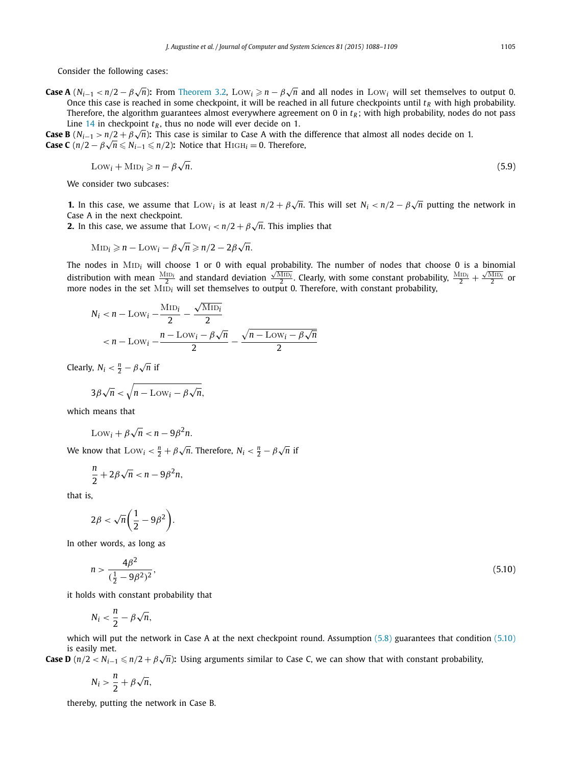Consider the following cases:

**Case A** ($N_{i-1} < n/2 - \beta\sqrt{n}$)**:** From Theorem 3.2, $\text{Low}_i \geqslant n - \beta\sqrt{n}$ and all nodes in $\text{Low}_i$ will set themselves to output 0. Once this case is reached in some checkpoint, it will be reached in all future checkpoints until $t_R$ with high probability. Therefore, the algorithm guarantees almost everywhere agreement on 0 in $t_R$; with high probability, nodes do not pass Line 14 in checkpoint $t_R$, thus no node will ever decide on 1.

**Case B** ($N_{i-1} > n/2 + \beta\sqrt{n}$)**:** This case is similar to Case A with the difference that almost all nodes decide on 1.

**Case C** ($n/2 - \beta\sqrt{n} \leqslant N_{i-1} \leqslant n/2$)**:** Notice that $\text{High}_i = 0$. Therefore,

$$\text{Low}_i + \text{Mid}_i \geqslant n - \beta\sqrt{n}. \tag{5.9}$$

We consider two subcases:

**1.** In this case, we assume that $\text{Low}_i$ is at least $n/2 + \beta\sqrt{n}$. This will set $N_i < n/2 - \beta\sqrt{n}$ putting the network in Case A in the next checkpoint.

**2.** In this case, we assume that $\text{Low}_i < n/2 + \beta\sqrt{n}$. This implies that

$$\text{Mid}_i \geqslant n - \text{Low}_i - \beta\sqrt{n} \geqslant n/2 - 2\beta\sqrt{n}.$$

The nodes in $\text{Mid}_i$ will choose 1 or 0 with equal probability. The number of nodes that choose 0 is a binomial distribution with mean $\frac{\text{Mid}_i}{2}$ and standard deviation $\frac{\sqrt{\text{Mid}_i}}{2}$. Clearly, with some constant probability, $\frac{\text{Mid}_i}{2} + \frac{\sqrt{\text{Mid}_i}}{2}$ or more nodes in the set $\text{Mid}_i$ will set themselves to output 0. Therefore, with constant probability,

$$\begin{aligned} N_i &< n - \text{Low}_i - \frac{\text{Mid}_i}{2} - \frac{\sqrt{\text{Mid}_i}}{2} \\ &< n - \text{Low}_i - \frac{n - \text{Low}_i - \beta\sqrt{n}}{2} - \frac{\sqrt{n - \text{Low}_i - \beta\sqrt{n}}}{2} \end{aligned}$$

Clearly, $N_i < \frac{n}{2} - \beta\sqrt{n}$ if

$$3\beta\sqrt{n} < \sqrt{n - \text{Low}_i - \beta\sqrt{n}},$$

which means that

$$\text{Low}_i + \beta\sqrt{n} < n - 9\beta^2 n.$$

We know that $\text{Low}_i < \frac{n}{2} + \beta\sqrt{n}$. Therefore, $N_i < \frac{n}{2} - \beta\sqrt{n}$ if

$$\frac{n}{2} + 2\beta\sqrt{n} < n - 9\beta^2 n,$$

that is,

$$2\beta < \sqrt{n}\left(\frac{1}{2} - 9\beta^2\right).$$

In other words, as long as

$$n > \frac{4\beta^2}{(\frac{1}{2} - 9\beta^2)^2}, \tag{5.10}$$

it holds with constant probability that

$$N_i < \frac{n}{2} - \beta\sqrt{n},$$

which will put the network in Case A at the next checkpoint round. Assumption (5.8) guarantees that condition (5.10) is easily met.

**Case D** ($n/2 < N_{i-1} \leqslant n/2 + \beta\sqrt{n}$)**:** Using arguments similar to Case C, we can show that with constant probability,

$$N_i > \frac{n}{2} + \beta\sqrt{n},$$

thereby, putting the network in Case B.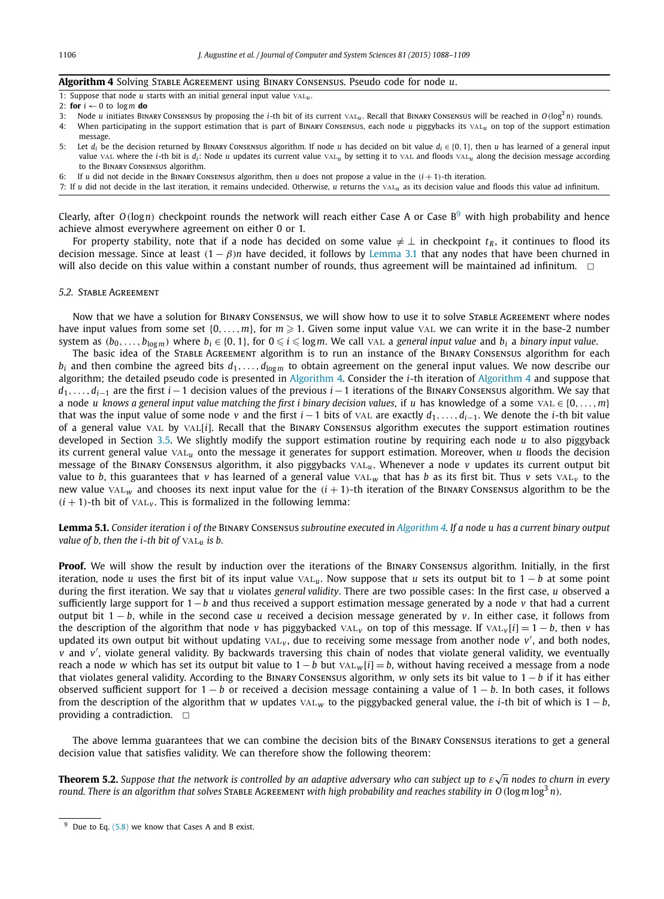**Algorithm 4** Solving STABLE AGREEMENT using BINARY CONSENSUS. Pseudo code for node $u$.

1: Suppose that node $u$ starts with an initial general input value $\text{VAL}_u$.
2: **for** $i \leftarrow 0$ to $\log m$ **do**
3: Node $u$ initiates BINARY CONSENSUS by proposing the $i$-th bit of its current $\text{VAL}_u$. Recall that BINARY CONSENSUS will be reached in $O(\log^3 n)$ rounds.
4: When participating in the support estimation that is part of BINARY CONSENSUS, each node $u$ piggybacks its $\text{VAL}_u$ on top of the support estimation message.
5: Let $d_i$ be the decision returned by BINARY CONSENSUS algorithm. If node $u$ has decided on bit value $d_i \in \{0, 1\}$, then $u$ has learned of a general input value VAL where the $i$-th bit is $d_i$: Node $u$ updates its current value $\text{VAL}_u$ by setting it to VAL and floods $\text{VAL}_u$ along the decision message according to the BINARY CONSENSUS algorithm.
6: If $u$ did not decide in the BINARY CONSENSUS algorithm, then $u$ does not propose a value in the $(i + 1)$-th iteration.
7: If $u$ did not decide in the last iteration, it remains undecided. Otherwise, $u$ returns the $\text{VAL}_u$ as its decision value and floods this value ad infinitum.

Clearly, after $O(\log n)$ checkpoint rounds the network will reach either Case A or Case B[9] with high probability and hence achieve almost everywhere agreement on either 0 or 1.

For property stability, note that if a node has decided on some value $\neq \perp$ in checkpoint $t_R$, it continues to flood its decision message. Since at least $(1 - \beta)n$ have decided, it follows by Lemma 3.1 that any nodes that have been churned in will also decide on this value within a constant number of rounds, thus agreement will be maintained ad infinitum. □

### 5.2. STABLE AGREEMENT

Now that we have a solution for BINARY CONSENSUS, we will show how to use it to solve STABLE AGREEMENT where nodes have input values from some set $\{0, \dots, m\}$, for $m \geqslant 1$. Given some input value VAL we can write it in the base-2 number system as $(b_0, \dots, b_{\log m})$ where $b_i \in \{0, 1\}$, for $0 \leqslant i \leqslant \log m$. We call VAL a *general input value* and $b_i$ a *binary input value*.

The basic idea of the STABLE AGREEMENT algorithm is to run an instance of the BINARY CONSENSUS algorithm for each $b_i$ and then combine the agreed bits $d_1, \dots, d_{\log m}$ to obtain agreement on the general input values. We now describe our algorithm; the detailed pseudo code is presented in Algorithm 4. Consider the $i$-th iteration of Algorithm 4 and suppose that $d_1, \dots, d_{i-1}$ are the first $i - 1$ decision values of the previous $i - 1$ iterations of the BINARY CONSENSUS algorithm. We say that a node *$u$ knows a general input value matching the first $i$ binary decision values*, if $u$ has knowledge of a some $\text{VAL} \in \{0, \dots, m\}$ that was the input value of some node $v$ and the first $i - 1$ bits of VAL are exactly $d_1, \dots, d_{i-1}$. We denote the $i$-th bit value of a general value VAL by $\text{VAL}[i]$. Recall that the BINARY CONSENSUS algorithm executes the support estimation routines developed in Section 3.5. We slightly modify the support estimation routine by requiring each node $u$ to also piggyback its current general value $\text{VAL}_u$ onto the message it generates for support estimation. Moreover, when $u$ floods the decision message of the BINARY CONSENSUS algorithm, it also piggybacks $\text{VAL}_u$. Whenever a node $v$ updates its current output bit value to $b$, this guarantees that $v$ has learned of a general value $\text{VAL}_w$ that has $b$ as its first bit. Thus $v$ sets $\text{VAL}_v$ to the new value $\text{VAL}_w$ and chooses its next input value for the $(i + 1)$-th iteration of the BINARY CONSENSUS algorithm to be the $(i + 1)$-th bit of $\text{VAL}_v$. This is formalized in the following lemma:

**Lemma 5.1.** *Consider iteration $i$ of the* BINARY CONSENSUS *subroutine executed in Algorithm 4. If a node $u$ has a current binary output value of $b$, then the $i$-th bit of $\text{VAL}_u$ is $b$.*

**Proof.** We will show the result by induction over the iterations of the BINARY CONSENSUS algorithm. Initially, in the first iteration, node $u$ uses the first bit of its input value $\text{VAL}_u$. Now suppose that $u$ sets its output bit to $1 - b$ at some point during the first iteration. We say that $u$ violates *general validity*. There are two possible cases: In the first case, $u$ observed a sufficiently large support for $1 - b$ and thus received a support estimation message generated by a node $v$ that had a current output bit $1 - b$, while in the second case $u$ received a decision message generated by $v$. In either case, it follows from the description of the algorithm that node $v$ has piggybacked $\text{VAL}_v$ on top of this message. If $\text{VAL}_v[i] = 1 - b$, then $v$ has updated its own output bit without updating $\text{VAL}_v$, due to receiving some message from another node $v'$, and both nodes, $v$ and $v'$, violate general validity. By backwards traversing this chain of nodes that violate general validity, we eventually reach a node $w$ which has set its output bit value to $1 - b$ but $\text{VAL}_w[i] = b$, without having received a message from a node that violates general validity. According to the BINARY CONSENSUS algorithm, $w$ only sets its bit value to $1 - b$ if it has either observed sufficient support for $1 - b$ or received a decision message containing a value of $1 - b$. In both cases, it follows from the description of the algorithm that $w$ updates $\text{VAL}_w$ to the piggybacked general value, the $i$-th bit of which is $1 - b$, providing a contradiction. □

The above lemma guarantees that we can combine the decision bits of the BINARY CONSENSUS iterations to get a general decision value that satisfies validity. We can therefore show the following theorem:

**Theorem 5.2.** *Suppose that the network is controlled by an adaptive adversary who can subject up to $\varepsilon\sqrt{n}$ nodes to churn in every round. There is an algorithm that solves* STABLE AGREEMENT *with high probability and reaches stability in $O(\log m \log^3 n)$.*

[9] Due to Eq. (5.8) we know that Cases A and B exist.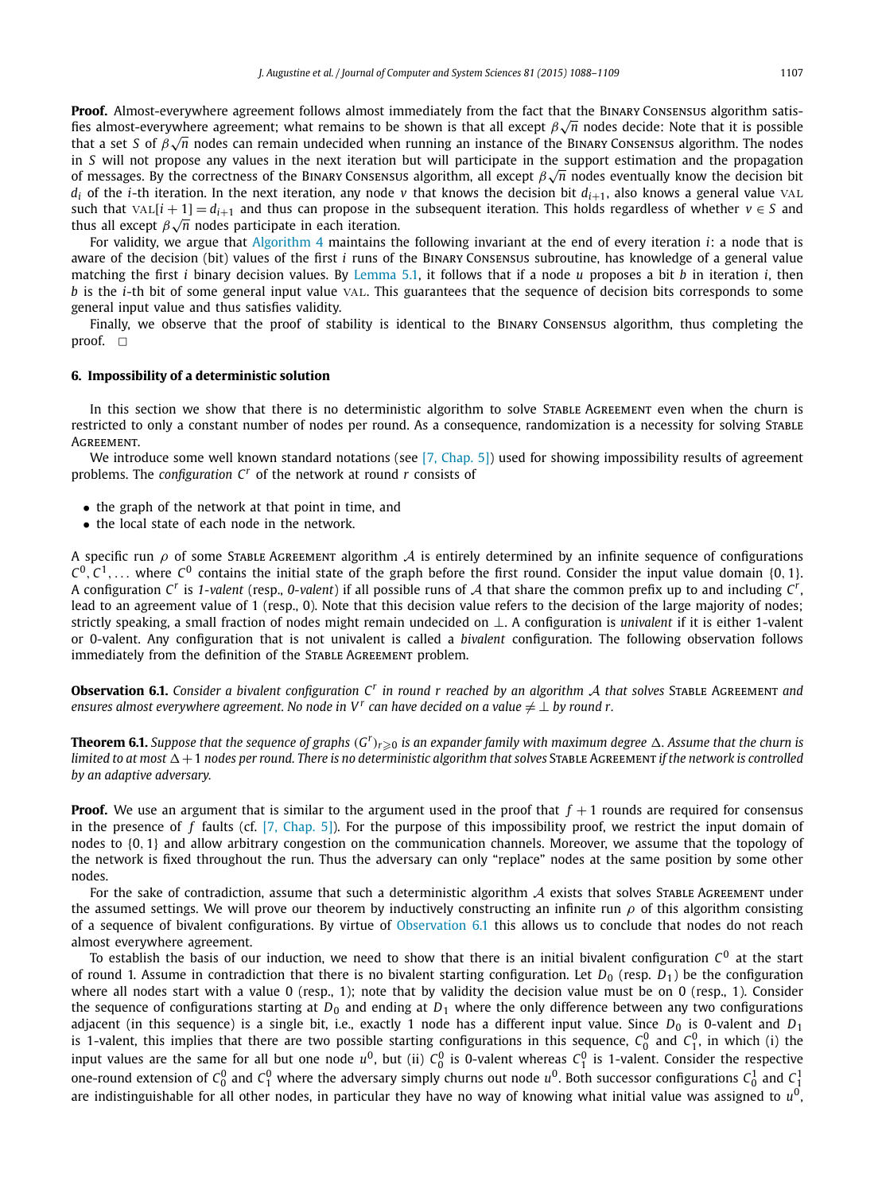**Proof.** Almost-everywhere agreement follows almost immediately from the fact that the Binary Consensus algorithm satisfies almost-everywhere agreement; what remains to be shown is that all except $\beta\sqrt{n}$ nodes decide: Note that it is possible that a set $S$ of $\beta\sqrt{n}$ nodes can remain undecided when running an instance of the Binary Consensus algorithm. The nodes in $S$ will not propose any values in the next iteration but will participate in the support estimation and the propagation of messages. By the correctness of the Binary Consensus algorithm, all except $\beta\sqrt{n}$ nodes eventually know the decision bit $d_i$ of the $i$-th iteration. In the next iteration, any node $v$ that knows the decision bit $d_{i+1}$, also knows a general value VAL such that $\text{VAL}[i+1] = d_{i+1}$ and thus can propose in the subsequent iteration. This holds regardless of whether $v \in S$ and thus all except $\beta\sqrt{n}$ nodes participate in each iteration.

For validity, we argue that Algorithm 4 maintains the following invariant at the end of every iteration $i$: a node that is aware of the decision (bit) values of the first $i$ runs of the Binary Consensus subroutine, has knowledge of a general value matching the first $i$ binary decision values. By Lemma 5.1, it follows that if a node $u$ proposes a bit $b$ in iteration $i$, then $b$ is the $i$-th bit of some general input value VAL. This guarantees that the sequence of decision bits corresponds to some general input value and thus satisfies validity.

Finally, we observe that the proof of stability is identical to the Binary Consensus algorithm, thus completing the proof. $\square$

## 6. Impossibility of a deterministic solution

In this section we show that there is no deterministic algorithm to solve Stable Agreement even when the churn is restricted to only a constant number of nodes per round. As a consequence, randomization is a necessity for solving Stable Agreement.

We introduce some well known standard notations (see [7, Chap. 5]) used for showing impossibility results of agreement problems. The *configuration* $C^r$ of the network at round $r$ consists of

- the graph of the network at that point in time, and
- the local state of each node in the network.

A specific run $\rho$ of some Stable Agreement algorithm $\mathcal{A}$ is entirely determined by an infinite sequence of configurations $C^0, C^1, \ldots$ where $C^0$ contains the initial state of the graph before the first round. Consider the input value domain $\{0, 1\}$. A configuration $C^r$ is *1-valent* (resp., *0-valent*) if all possible runs of $\mathcal{A}$ that share the common prefix up to and including $C^r$, lead to an agreement value of 1 (resp., 0). Note that this decision value refers to the decision of the large majority of nodes; strictly speaking, a small fraction of nodes might remain undecided on $\perp$. A configuration is *univalent* if it is either 1-valent or 0-valent. Any configuration that is not univalent is called a *bivalent* configuration. The following observation follows immediately from the definition of the Stable Agreement problem.

**Observation 6.1.** *Consider a bivalent configuration $C^r$ in round $r$ reached by an algorithm $\mathcal{A}$ that solves* Stable Agreement *and ensures almost everywhere agreement. No node in $V^r$ can have decided on a value $\neq \perp$ by round $r$.*

**Theorem 6.1.** *Suppose that the sequence of graphs $(G^r)_{r\geqslant 0}$ is an expander family with maximum degree $\Delta$. Assume that the churn is limited to at most $\Delta + 1$ nodes per round. There is no deterministic algorithm that solves* Stable Agreement *if the network is controlled by an adaptive adversary.*

**Proof.** We use an argument that is similar to the argument used in the proof that $f + 1$ rounds are required for consensus in the presence of $f$ faults (cf. [7, Chap. 5]). For the purpose of this impossibility proof, we restrict the input domain of nodes to $\{0, 1\}$ and allow arbitrary congestion on the communication channels. Moreover, we assume that the topology of the network is fixed throughout the run. Thus the adversary can only "replace" nodes at the same position by some other nodes.

For the sake of contradiction, assume that such a deterministic algorithm $\mathcal{A}$ exists that solves Stable Agreement under the assumed settings. We will prove our theorem by inductively constructing an infinite run $\rho$ of this algorithm consisting of a sequence of bivalent configurations. By virtue of Observation 6.1 this allows us to conclude that nodes do not reach almost everywhere agreement.

To establish the basis of our induction, we need to show that there is an initial bivalent configuration $C^0$ at the start of round 1. Assume in contradiction that there is no bivalent starting configuration. Let $D_0$ (resp. $D_1$) be the configuration where all nodes start with a value 0 (resp., 1); note that by validity the decision value must be on 0 (resp., 1). Consider the sequence of configurations starting at $D_0$ and ending at $D_1$ where the only difference between any two configurations adjacent (in this sequence) is a single bit, i.e., exactly 1 node has a different input value. Since $D_0$ is 0-valent and $D_1$ is 1-valent, this implies that there are two possible starting configurations in this sequence, $C_0^0$ and $C_1^0$, in which (i) the input values are the same for all but one node $u^0$, but (ii) $C_0^0$ is 0-valent whereas $C_1^0$ is 1-valent. Consider the respective one-round extension of $C_0^0$ and $C_1^0$ where the adversary simply churns out node $u^0$. Both successor configurations $C_0^1$ and $C_1^1$ are indistinguishable for all other nodes, in particular they have no way of knowing what initial value was assigned to $u^0$,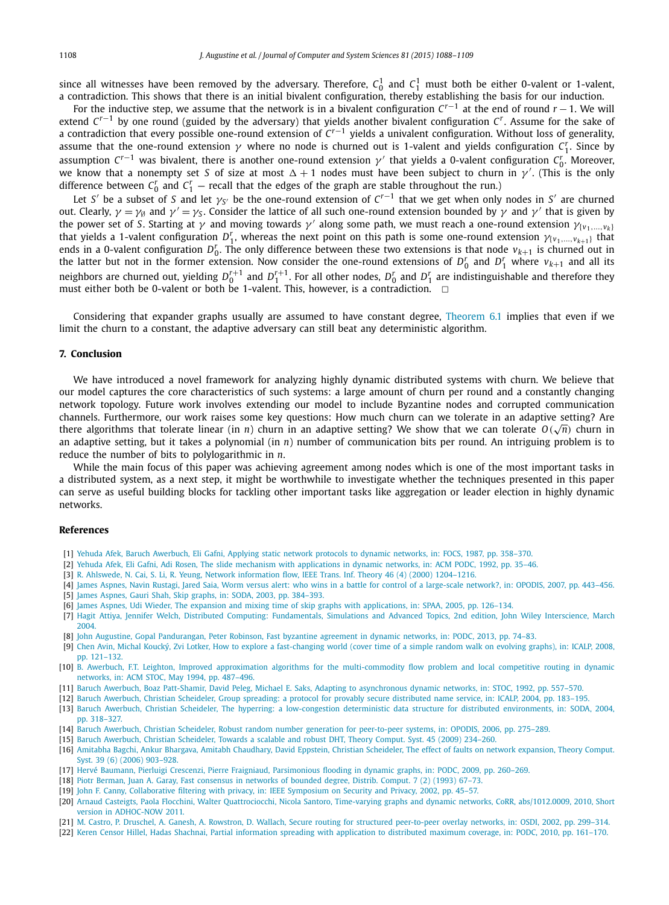since all witnesses have been removed by the adversary. Therefore, $C_0^1$ and $C_1^1$ must both be either 0-valent or 1-valent, a contradiction. This shows that there is an initial bivalent configuration, thereby establishing the basis for our induction.

For the inductive step, we assume that the network is in a bivalent configuration $C^{r-1}$ at the end of round $r-1$. We will extend $C^{r-1}$ by one round (guided by the adversary) that yields another bivalent configuration $C^r$. Assume for the sake of a contradiction that every possible one-round extension of $C^{r-1}$ yields a univalent configuration. Without loss of generality, assume that the one-round extension $\gamma$ where no node is churned out is 1-valent and yields configuration $C_1^r$. Since by assumption $C^{r-1}$ was bivalent, there is another one-round extension $\gamma'$ that yields a 0-valent configuration $C_0^r$. Moreover, we know that a nonempty set $S$ of size at most $\Delta+1$ nodes must have been subject to churn in $\gamma'$. (This is the only difference between $C_0^r$ and $C_1^r$ — recall that the edges of the graph are stable throughout the run.)

Let $S'$ be a subset of $S$ and let $\gamma_{S'}$ be the one-round extension of $C^{r-1}$ that we get when only nodes in $S'$ are churned out. Clearly, $\gamma = \gamma_\emptyset$ and $\gamma' = \gamma_S$. Consider the lattice of all such one-round extension bounded by $\gamma$ and $\gamma'$ that is given by the power set of $S$. Starting at $\gamma$ and moving towards $\gamma'$ along some path, we must reach a one-round extension $\gamma_{\{v_1,\dots,v_k\}}$ that yields a 1-valent configuration $D_1^r$, whereas the next point on this path is some one-round extension $\gamma_{\{v_1,\dots,v_{k+1}\}}$ that ends in a 0-valent configuration $D_0^r$. The only difference between these two extensions is that node $v_{k+1}$ is churned out in the latter but not in the former extension. Now consider the one-round extensions of $D_0^r$ and $D_1^r$ where $v_{k+1}$ and all its neighbors are churned out, yielding $D_0^{r+1}$ and $D_1^{r+1}$. For all other nodes, $D_0^r$ and $D_1^r$ are indistinguishable and therefore they must either both be 0-valent or both be 1-valent. This, however, is a contradiction. □

Considering that expander graphs usually are assumed to have constant degree, Theorem 6.1 implies that even if we limit the churn to a constant, the adaptive adversary can still beat any deterministic algorithm.

## 7. Conclusion

We have introduced a novel framework for analyzing highly dynamic distributed systems with churn. We believe that our model captures the core characteristics of such systems: a large amount of churn per round and a constantly changing network topology. Future work involves extending our model to include Byzantine nodes and corrupted communication channels. Furthermore, our work raises some key questions: How much churn can we tolerate in an adaptive setting? Are there algorithms that tolerate linear (in $n$) churn in an adaptive setting? We show that we can tolerate $O(\sqrt{n})$ churn in an adaptive setting, but it takes a polynomial (in $n$) number of communication bits per round. An intriguing problem is to reduce the number of bits to polylogarithmic in $n$.

While the main focus of this paper was achieving agreement among nodes which is one of the most important tasks in a distributed system, as a next step, it might be worthwhile to investigate whether the techniques presented in this paper can serve as useful building blocks for tackling other important tasks like aggregation or leader election in highly dynamic networks.

## References

[1] Yehuda Afek, Baruch Awerbuch, Eli Gafni, Applying static network protocols to dynamic networks, in: FOCS, 1987, pp. 358–370.

[2] Yehuda Afek, Eli Gafni, Adi Rosen, The slide mechanism with applications in dynamic networks, in: ACM PODC, 1992, pp. 35–46.

[3] R. Ahlswede, N. Cai, S. Li, R. Yeung, Network information flow, IEEE Trans. Inf. Theory 46 (4) (2000) 1204–1216.

[4] James Aspnes, Navin Rustagi, Jared Saia, Worm versus alert: who wins in a battle for control of a large-scale network?, in: OPODIS, 2007, pp. 443–456.

[5] James Aspnes, Gauri Shah, Skip graphs, in: SODA, 2003, pp. 384–393.

[6] James Aspnes, Udi Wieder, The expansion and mixing time of skip graphs with applications, in: SPAA, 2005, pp. 126–134.

[7] Hagit Attiya, Jennifer Welch, Distributed Computing: Fundamentals, Simulations and Advanced Topics, 2nd edition, John Wiley Interscience, March 2004.

[8] John Augustine, Gopal Pandurangan, Peter Robinson, Fast byzantine agreement in dynamic networks, in: PODC, 2013, pp. 74–83.

[9] Chen Avin, Michal Koucký, Zvi Lotker, How to explore a fast-changing world (cover time of a simple random walk on evolving graphs), in: ICALP, 2008, pp. 121–132.

[10] B. Awerbuch, F.T. Leighton, Improved approximation algorithms for the multi-commodity flow problem and local competitive routing in dynamic networks, in: ACM STOC, May 1994, pp. 487–496.

[11] Baruch Awerbuch, Boaz Patt-Shamir, David Peleg, Michael E. Saks, Adapting to asynchronous dynamic networks, in: STOC, 1992, pp. 557–570.

[12] Baruch Awerbuch, Christian Scheideler, Group spreading: a protocol for provably secure distributed name service, in: ICALP, 2004, pp. 183–195.

[13] Baruch Awerbuch, Christian Scheideler, The hyperring: a low-congestion deterministic data structure for distributed environments, in: SODA, 2004, pp. 318–327.

[14] Baruch Awerbuch, Christian Scheideler, Robust random number generation for peer-to-peer systems, in: OPODIS, 2006, pp. 275–289.

[15] Baruch Awerbuch, Christian Scheideler, Towards a scalable and robust DHT, Theory Comput. Syst. 45 (2009) 234–260.

[16] Amitabha Bagchi, Ankur Bhargava, Amitabh Chaudhary, David Eppstein, Christian Scheideler, The effect of faults on network expansion, Theory Comput. Syst. 39 (6) (2006) 903–928.

[17] Hervé Baumann, Pierluigi Crescenzi, Pierre Fraigniaud, Parsimonious flooding in dynamic graphs, in: PODC, 2009, pp. 260–269.

[18] Piotr Berman, Juan A. Garay, Fast consensus in networks of bounded degree, Distrib. Comput. 7 (2) (1993) 67–73.

[19] John F. Canny, Collaborative filtering with privacy, in: IEEE Symposium on Security and Privacy, 2002, pp. 45–57.

[20] Arnaud Casteigts, Paola Flocchini, Walter Quattrociocchi, Nicola Santoro, Time-varying graphs and dynamic networks, CoRR, abs/1012.0009, 2010, Short version in ADHOC-NOW 2011.

[21] M. Castro, P. Druschel, A. Ganesh, A. Rowstron, D. Wallach, Secure routing for structured peer-to-peer overlay networks, in: OSDI, 2002, pp. 299–314.

[22] Keren Censor Hillel, Hadas Shachnai, Partial information spreading with application to distributed maximum coverage, in: PODC, 2010, pp. 161–170.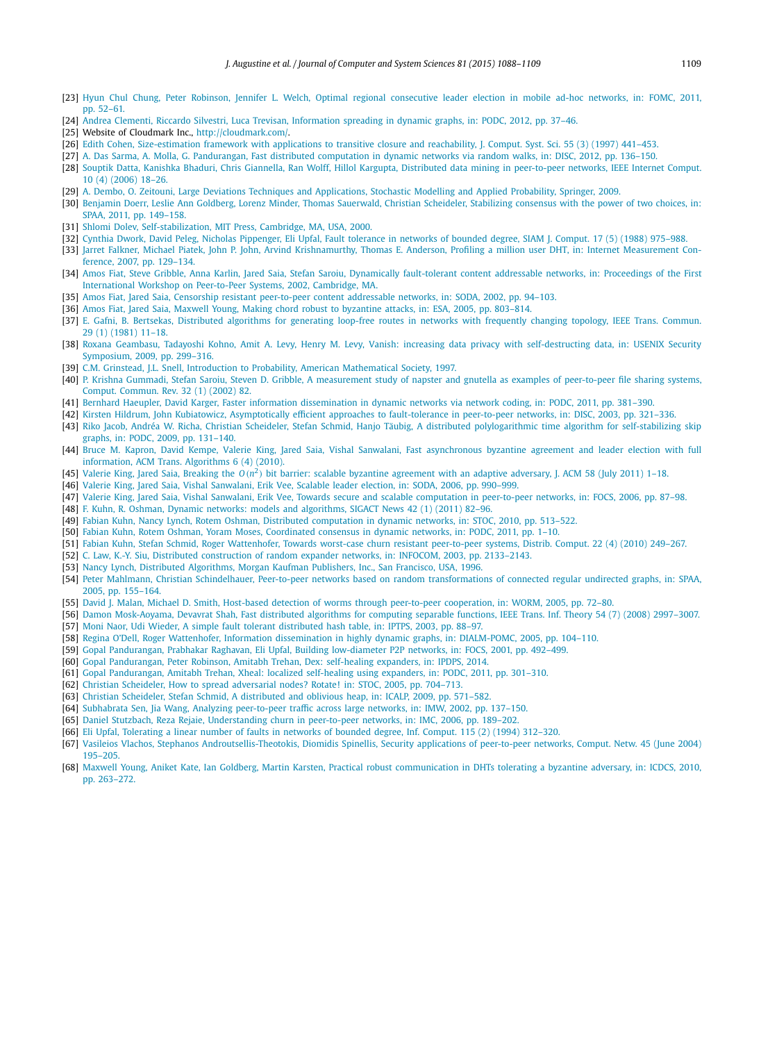[23] Hyun Chul Chung, Peter Robinson, Jennifer L. Welch, Optimal regional consecutive leader election in mobile ad-hoc networks, in: FOMC, 2011, pp. 52–61.
[24] Andrea Clementi, Riccardo Silvestri, Luca Trevisan, Information spreading in dynamic graphs, in: PODC, 2012, pp. 37–46.
[25] Website of Cloudmark Inc., http://cloudmark.com/.
[26] Edith Cohen, Size-estimation framework with applications to transitive closure and reachability, J. Comput. Syst. Sci. 55 (3) (1997) 441–453.
[27] A. Das Sarma, A. Molla, G. Pandurangan, Fast distributed computation in dynamic networks via random walks, in: DISC, 2012, pp. 136–150.
[28] Souptik Datta, Kanishka Bhaduri, Chris Giannella, Ran Wolff, Hillol Kargupta, Distributed data mining in peer-to-peer networks, IEEE Internet Comput. 10 (4) (2006) 18–26.
[29] A. Dembo, O. Zeitouni, Large Deviations Techniques and Applications, Stochastic Modelling and Applied Probability, Springer, 2009.
[30] Benjamin Doerr, Leslie Ann Goldberg, Lorenz Minder, Thomas Sauerwald, Christian Scheideler, Stabilizing consensus with the power of two choices, in: SPAA, 2011, pp. 149–158.
[31] Shlomi Dolev, Self-stabilization, MIT Press, Cambridge, MA, USA, 2000.
[32] Cynthia Dwork, David Peleg, Nicholas Pippenger, Eli Upfal, Fault tolerance in networks of bounded degree, SIAM J. Comput. 17 (5) (1988) 975–988.
[33] Jarret Falkner, Michael Piatek, John P. John, Arvind Krishnamurthy, Thomas E. Anderson, Profiling a million user DHT, in: Internet Measurement Conference, 2007, pp. 129–134.
[34] Amos Fiat, Steve Gribble, Anna Karlin, Jared Saia, Stefan Saroiu, Dynamically fault-tolerant content addressable networks, in: Proceedings of the First International Workshop on Peer-to-Peer Systems, 2002, Cambridge, MA.
[35] Amos Fiat, Jared Saia, Censorship resistant peer-to-peer content addressable networks, in: SODA, 2002, pp. 94–103.
[36] Amos Fiat, Jared Saia, Maxwell Young, Making chord robust to byzantine attacks, in: ESA, 2005, pp. 803–814.
[37] E. Gafni, B. Bertsekas, Distributed algorithms for generating loop-free routes in networks with frequently changing topology, IEEE Trans. Commun. 29 (1) (1981) 11–18.
[38] Roxana Geambasu, Tadayoshi Kohno, Amit A. Levy, Henry M. Levy, Vanish: increasing data privacy with self-destructing data, in: USENIX Security Symposium, 2009, pp. 299–316.
[39] C.M. Grinstead, J.L. Snell, Introduction to Probability, American Mathematical Society, 1997.
[40] P. Krishna Gummadi, Stefan Saroiu, Steven D. Gribble, A measurement study of napster and gnutella as examples of peer-to-peer file sharing systems, Comput. Commun. Rev. 32 (1) (2002) 82.
[41] Bernhard Haeupler, David Karger, Faster information dissemination in dynamic networks via network coding, in: PODC, 2011, pp. 381–390.
[42] Kirsten Hildrum, John Kubiatowicz, Asymptotically efficient approaches to fault-tolerance in peer-to-peer networks, in: DISC, 2003, pp. 321–336.
[43] Riko Jacob, Andréa W. Richa, Christian Scheideler, Stefan Schmid, Hanjo Täubig, A distributed polylogarithmic time algorithm for self-stabilizing skip graphs, in: PODC, 2009, pp. 131–140.
[44] Bruce M. Kapron, David Kempe, Valerie King, Jared Saia, Vishal Sanwalani, Fast asynchronous byzantine agreement and leader election with full information, ACM Trans. Algorithms 6 (4) (2010).
[45] Valerie King, Jared Saia, Breaking the $O(n^2)$ bit barrier: scalable byzantine agreement with an adaptive adversary, J. ACM 58 (July 2011) 1–18.
[46] Valerie King, Jared Saia, Vishal Sanwalani, Erik Vee, Scalable leader election, in: SODA, 2006, pp. 990–999.
[47] Valerie King, Jared Saia, Vishal Sanwalani, Erik Vee, Towards secure and scalable computation in peer-to-peer networks, in: FOCS, 2006, pp. 87–98.
[48] F. Kuhn, R. Oshman, Dynamic networks: models and algorithms, SIGACT News 42 (1) (2011) 82–96.
[49] Fabian Kuhn, Nancy Lynch, Rotem Oshman, Distributed computation in dynamic networks, in: STOC, 2010, pp. 513–522.
[50] Fabian Kuhn, Rotem Oshman, Yoram Moses, Coordinated consensus in dynamic networks, in: PODC, 2011, pp. 1–10.
[51] Fabian Kuhn, Stefan Schmid, Roger Wattenhofer, Towards worst-case churn resistant peer-to-peer systems, Distrib. Comput. 22 (4) (2010) 249–267.
[52] C. Law, K.-Y. Siu, Distributed construction of random expander networks, in: INFOCOM, 2003, pp. 2133–2143.
[53] Nancy Lynch, Distributed Algorithms, Morgan Kaufman Publishers, Inc., San Francisco, USA, 1996.
[54] Peter Mahlmann, Christian Schindelhauer, Peer-to-peer networks based on random transformations of connected regular undirected graphs, in: SPAA, 2005, pp. 155–164.
[55] David J. Malan, Michael D. Smith, Host-based detection of worms through peer-to-peer cooperation, in: WORM, 2005, pp. 72–80.
[56] Damon Mosk-Aoyama, Devavrat Shah, Fast distributed algorithms for computing separable functions, IEEE Trans. Inf. Theory 54 (7) (2008) 2997–3007.
[57] Moni Naor, Udi Wieder, A simple fault tolerant distributed hash table, in: IPTPS, 2003, pp. 88–97.
[58] Regina O'Dell, Roger Wattenhofer, Information dissemination in highly dynamic graphs, in: DIALM-POMC, 2005, pp. 104–110.
[59] Gopal Pandurangan, Prabhakar Raghavan, Eli Upfal, Building low-diameter P2P networks, in: FOCS, 2001, pp. 492–499.
[60] Gopal Pandurangan, Peter Robinson, Amitabh Trehan, Dex: self-healing expanders, in: IPDPS, 2014.
[61] Gopal Pandurangan, Amitabh Trehan, Xheal: localized self-healing using expanders, in: PODC, 2011, pp. 301–310.
[62] Christian Scheideler, How to spread adversarial nodes? Rotate! in: STOC, 2005, pp. 704–713.
[63] Christian Scheideler, Stefan Schmid, A distributed and oblivious heap, in: ICALP, 2009, pp. 571–582.
[64] Subhabrata Sen, Jia Wang, Analyzing peer-to-peer traffic across large networks, in: IMW, 2002, pp. 137–150.
[65] Daniel Stutzbach, Reza Rejaie, Understanding churn in peer-to-peer networks, in: IMC, 2006, pp. 189–202.
[66] Eli Upfal, Tolerating a linear number of faults in networks of bounded degree, Inf. Comput. 115 (2) (1994) 312–320.
[67] Vasileios Vlachos, Stephanos Androutsellis-Theotokis, Diomidis Spinellis, Security applications of peer-to-peer networks, Comput. Netw. 45 (June 2004) 195–205.
[68] Maxwell Young, Aniket Kate, Ian Goldberg, Martin Karsten, Practical robust communication in DHTs tolerating a byzantine adversary, in: ICDCS, 2010, pp. 263–272.